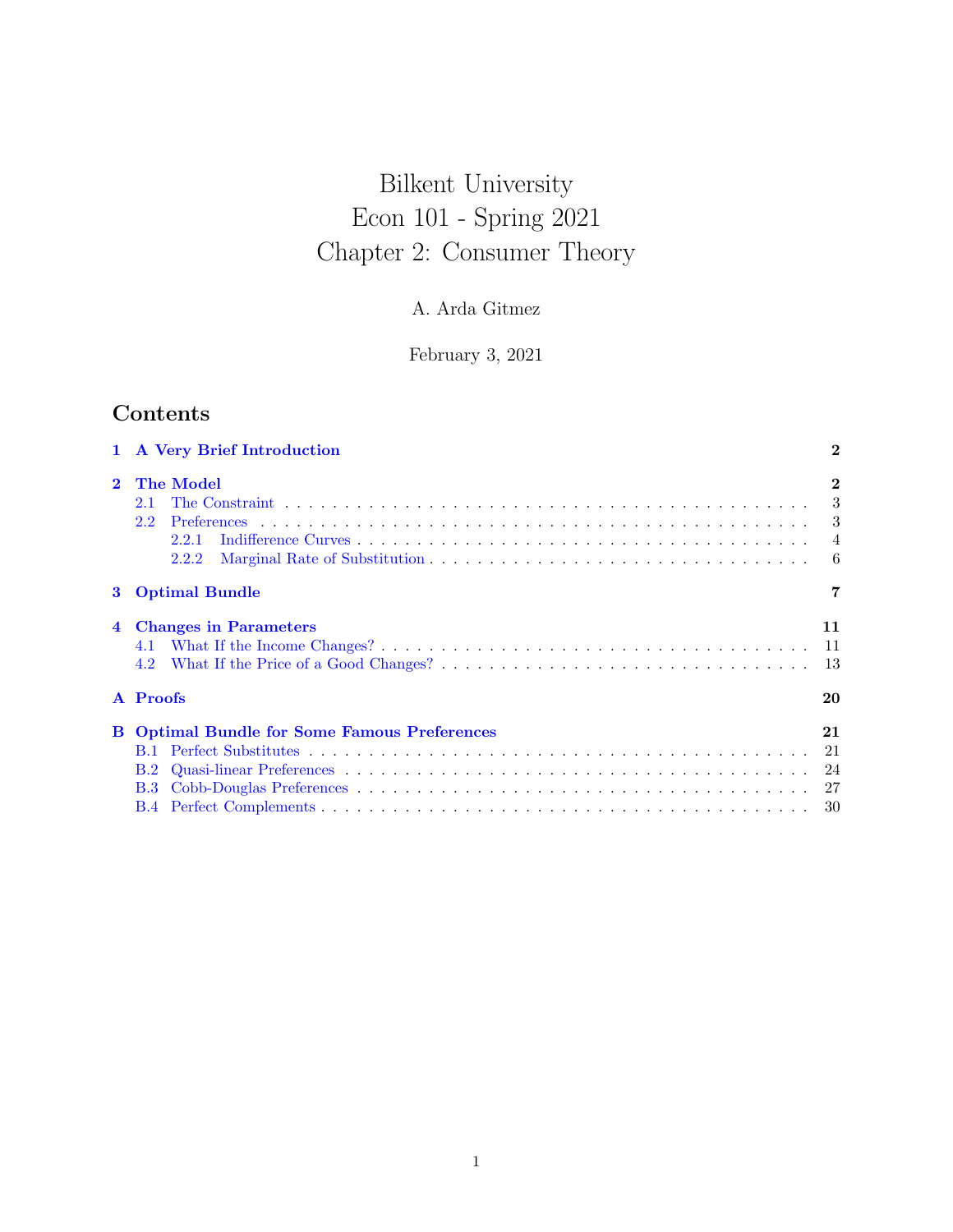# Bilkent University
# Econ 101 - Spring 2021
# Chapter 2: Consumer Theory

A. Arda Gitmez

February 3, 2021

## Contents

**1 A Very Brief Introduction** — 2

**2 The Model** — 2
- 2.1 The Constraint — 3
- 2.2 Preferences — 3
  - 2.2.1 Indifference Curves — 4
  - 2.2.2 Marginal Rate of Substitution — 6

**3 Optimal Bundle** — 7

**4 Changes in Parameters** — 11
- 4.1 What If the Income Changes? — 11
- 4.2 What If the Price of a Good Changes? — 13

**A Proofs** — 20

**B Optimal Bundle for Some Famous Preferences** — 21
- B.1 Perfect Substitutes — 21
- B.2 Quasi-linear Preferences — 24
- B.3 Cobb-Douglas Preferences — 27
- B.4 Perfect Complements — 30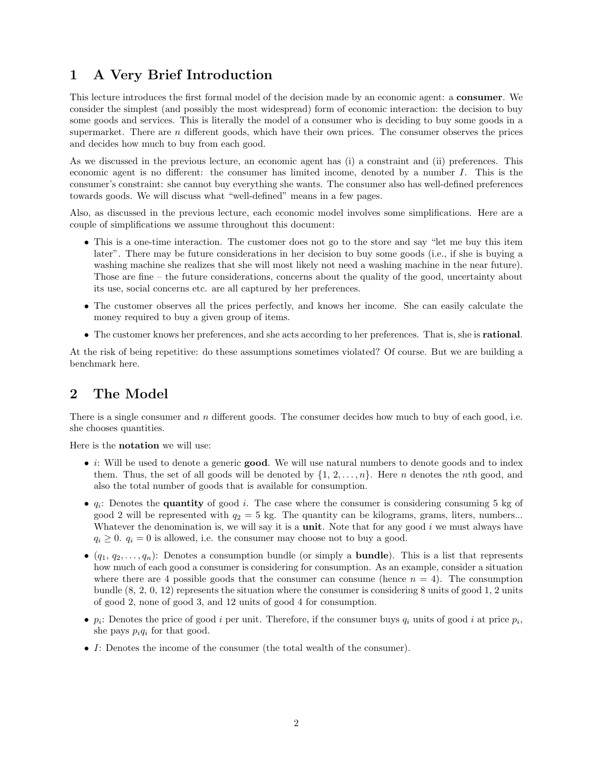# 1 A Very Brief Introduction

This lecture introduces the first formal model of the decision made by an economic agent: a **consumer**. We consider the simplest (and possibly the most widespread) form of economic interaction: the decision to buy some goods and services. This is literally the model of a consumer who is deciding to buy some goods in a supermarket. There are $n$ different goods, which have their own prices. The consumer observes the prices and decides how much to buy from each good.

As we discussed in the previous lecture, an economic agent has (i) a constraint and (ii) preferences. This economic agent is no different: the consumer has limited income, denoted by a number $I$. This is the consumer's constraint: she cannot buy everything she wants. The consumer also has well-defined preferences towards goods. We will discuss what "well-defined" means in a few pages.

Also, as discussed in the previous lecture, each economic model involves some simplifications. Here are a couple of simplifications we assume throughout this document:

- This is a one-time interaction. The customer does not go to the store and say "let me buy this item later". There may be future considerations in her decision to buy some goods (i.e., if she is buying a washing machine she realizes that she will most likely not need a washing machine in the near future). Those are fine – the future considerations, concerns about the quality of the good, uncertainty about its use, social concerns etc. are all captured by her preferences.
- The customer observes all the prices perfectly, and knows her income. She can easily calculate the money required to buy a given group of items.
- The customer knows her preferences, and she acts according to her preferences. That is, she is **rational**.

At the risk of being repetitive: do these assumptions sometimes violated? Of course. But we are building a benchmark here.

# 2 The Model

There is a single consumer and $n$ different goods. The consumer decides how much to buy of each good, i.e. she chooses quantities.

Here is the **notation** we will use:

- $i$: Will be used to denote a generic **good**. We will use natural numbers to denote goods and to index them. Thus, the set of all goods will be denoted by $\{1, 2, \ldots, n\}$. Here $n$ denotes the $n$th good, and also the total number of goods that is available for consumption.
- $q_i$: Denotes the **quantity** of good $i$. The case where the consumer is considering consuming 5 kg of good 2 will be represented with $q_2 = 5$ kg. The quantity can be kilograms, grams, liters, numbers... Whatever the denomination is, we will say it is a **unit**. Note that for any good $i$ we must always have $q_i \geq 0$. $q_i = 0$ is allowed, i.e. the consumer may choose not to buy a good.
- $(q_1, q_2, \ldots, q_n)$: Denotes a consumption bundle (or simply a **bundle**). This is a list that represents how much of each good a consumer is considering for consumption. As an example, consider a situation where there are 4 possible goods that the consumer can consume (hence $n = 4$). The consumption bundle (8, 2, 0, 12) represents the situation where the consumer is considering 8 units of good 1, 2 units of good 2, none of good 3, and 12 units of good 4 for consumption.
- $p_i$: Denotes the price of good $i$ per unit. Therefore, if the consumer buys $q_i$ units of good $i$ at price $p_i$, she pays $p_i q_i$ for that good.
- $I$: Denotes the income of the consumer (the total wealth of the consumer).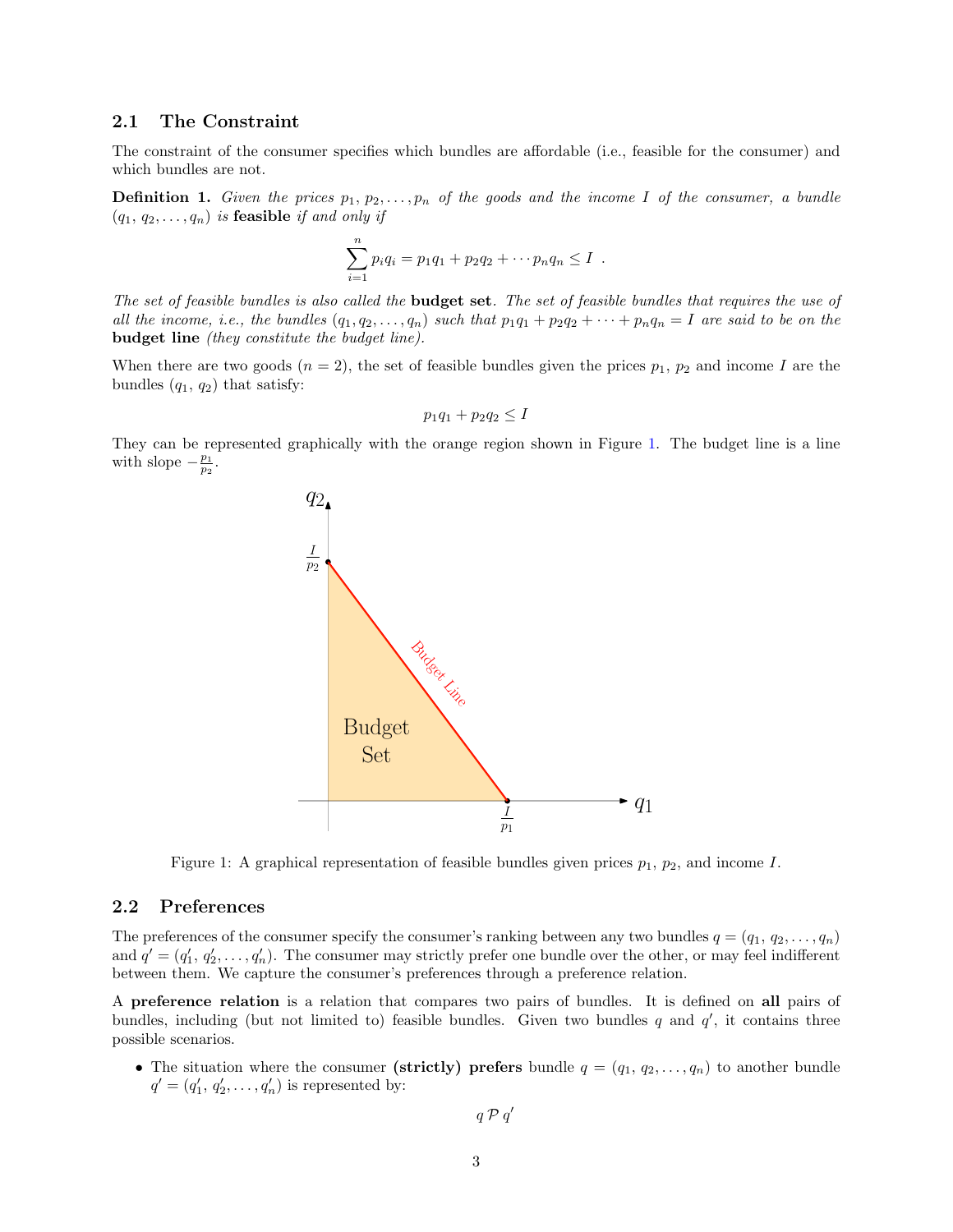## 2.1 The Constraint

The constraint of the consumer specifies which bundles are affordable (i.e., feasible for the consumer) and which bundles are not.

**Definition 1.** *Given the prices $p_1, p_2, \ldots, p_n$ of the goods and the income $I$ of the consumer, a bundle $(q_1, q_2, \ldots, q_n)$ is* **feasible** *if and only if*

$$\sum_{i=1}^{n} p_i q_i = p_1 q_1 + p_2 q_2 + \cdots p_n q_n \leq I \ .$$

*The set of feasible bundles is also called the* **budget set***. The set of feasible bundles that requires the use of all the income, i.e., the bundles $(q_1, q_2, \ldots, q_n)$ such that $p_1 q_1 + p_2 q_2 + \cdots + p_n q_n = I$ are said to be on the* **budget line** *(they constitute the budget line).*

When there are two goods ($n = 2$), the set of feasible bundles given the prices $p_1$, $p_2$ and income $I$ are the bundles $(q_1, q_2)$ that satisfy:

$$p_1 q_1 + p_2 q_2 \leq I$$

They can be represented graphically with the orange region shown in Figure 1. The budget line is a line with slope $-\frac{p_1}{p_2}$.

Figure 1: A graphical representation of feasible bundles given prices $p_1$, $p_2$, and income $I$.

## 2.2 Preferences

The preferences of the consumer specify the consumer's ranking between any two bundles $q = (q_1, q_2, \ldots, q_n)$ and $q' = (q'_1, q'_2, \ldots, q'_n)$. The consumer may strictly prefer one bundle over the other, or may feel indifferent between them. We capture the consumer's preferences through a preference relation.

A **preference relation** is a relation that compares two pairs of bundles. It is defined on **all** pairs of bundles, including (but not limited to) feasible bundles. Given two bundles $q$ and $q'$, it contains three possible scenarios.

- The situation where the consumer **(strictly) prefers** bundle $q = (q_1, q_2, \ldots, q_n)$ to another bundle $q' = (q'_1, q'_2, \ldots, q'_n)$ is represented by:

$$q \, \mathcal{P} \, q'$$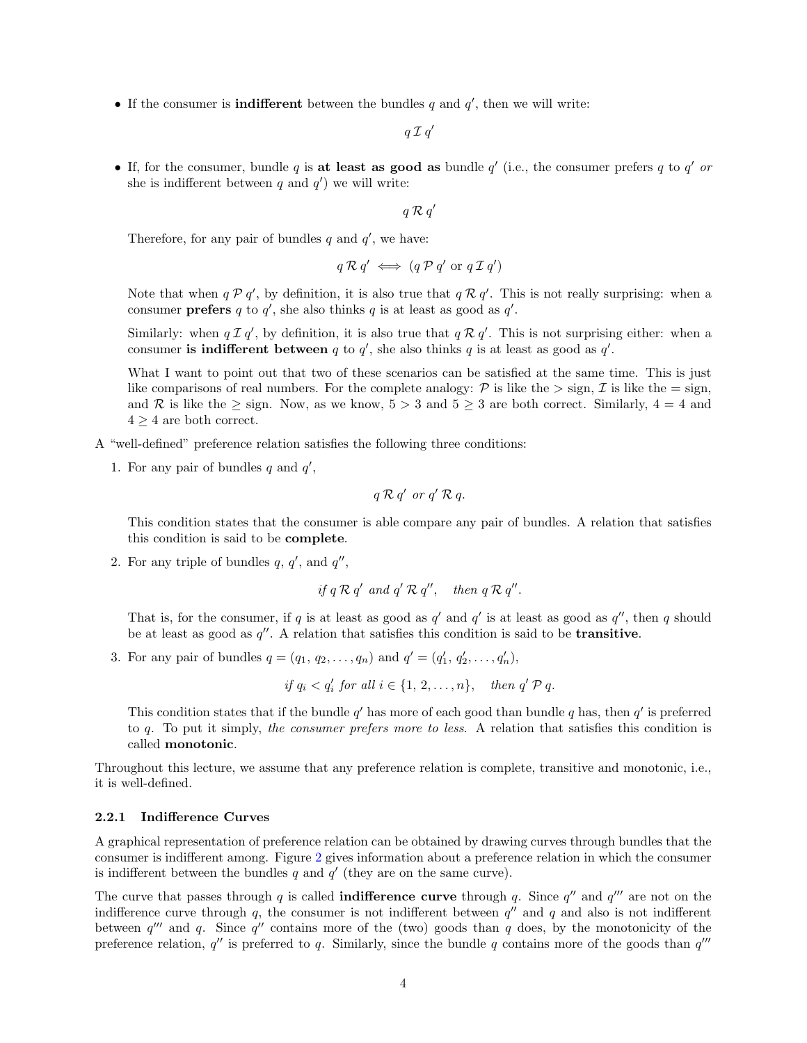- If the consumer is **indifferent** between the bundles $q$ and $q'$, then we will write:

$$q \, \mathcal{I} \, q'$$

- If, for the consumer, bundle $q$ is **at least as good as** bundle $q'$ (i.e., the consumer prefers $q$ to $q'$ *or* she is indifferent between $q$ and $q'$) we will write:

$$q \, \mathcal{R} \, q'$$

  Therefore, for any pair of bundles $q$ and $q'$, we have:

$$q \, \mathcal{R} \, q' \iff (q \, \mathcal{P} \, q' \text{ or } q \, \mathcal{I} \, q')$$

  Note that when $q \, \mathcal{P} \, q'$, by definition, it is also true that $q \, \mathcal{R} \, q'$. This is not really surprising: when a consumer **prefers** $q$ to $q'$, she also thinks $q$ is at least as good as $q'$.

  Similarly: when $q \, \mathcal{I} \, q'$, by definition, it is also true that $q \, \mathcal{R} \, q'$. This is not surprising either: when a consumer **is indifferent between** $q$ to $q'$, she also thinks $q$ is at least as good as $q'$.

  What I want to point out that two of these scenarios can be satisfied at the same time. This is just like comparisons of real numbers. For the complete analogy: $\mathcal{P}$ is like the $>$ sign, $\mathcal{I}$ is like the $=$ sign, and $\mathcal{R}$ is like the $\geq$ sign. Now, as we know, $5 > 3$ and $5 \geq 3$ are both correct. Similarly, $4 = 4$ and $4 \geq 4$ are both correct.

A "well-defined" preference relation satisfies the following three conditions:

1. For any pair of bundles $q$ and $q'$,

$$q \, \mathcal{R} \, q' \textit{ or } q' \, \mathcal{R} \, q.$$

   This condition states that the consumer is able compare any pair of bundles. A relation that satisfies this condition is said to be **complete**.

2. For any triple of bundles $q$, $q'$, and $q''$,

$$\textit{if } q \, \mathcal{R} \, q' \textit{ and } q' \, \mathcal{R} \, q'', \quad \textit{then } q \, \mathcal{R} \, q''.$$

   That is, for the consumer, if $q$ is at least as good as $q'$ and $q'$ is at least as good as $q''$, then $q$ should be at least as good as $q''$. A relation that satisfies this condition is said to be **transitive**.

3. For any pair of bundles $q = (q_1, q_2, \ldots, q_n)$ and $q' = (q'_1, q'_2, \ldots, q'_n)$,

$$\textit{if } q_i < q'_i \textit{ for all } i \in \{1, 2, \ldots, n\}, \quad \textit{then } q' \, \mathcal{P} \, q.$$

   This condition states that if the bundle $q'$ has more of each good than bundle $q$ has, then $q'$ is preferred to $q$. To put it simply, *the consumer prefers more to less.* A relation that satisfies this condition is called **monotonic**.

Throughout this lecture, we assume that any preference relation is complete, transitive and monotonic, i.e., it is well-defined.

#### 2.2.1 Indifference Curves

A graphical representation of preference relation can be obtained by drawing curves through bundles that the consumer is indifferent among. Figure 2 gives information about a preference relation in which the consumer is indifferent between the bundles $q$ and $q'$ (they are on the same curve).

The curve that passes through $q$ is called **indifference curve** through $q$. Since $q''$ and $q'''$ are not on the indifference curve through $q$, the consumer is not indifferent between $q''$ and $q$ and also is not indifferent between $q'''$ and $q$. Since $q''$ contains more of the (two) goods than $q$ does, by the monotonicity of the preference relation, $q''$ is preferred to $q$. Similarly, since the bundle $q$ contains more of the goods than $q'''$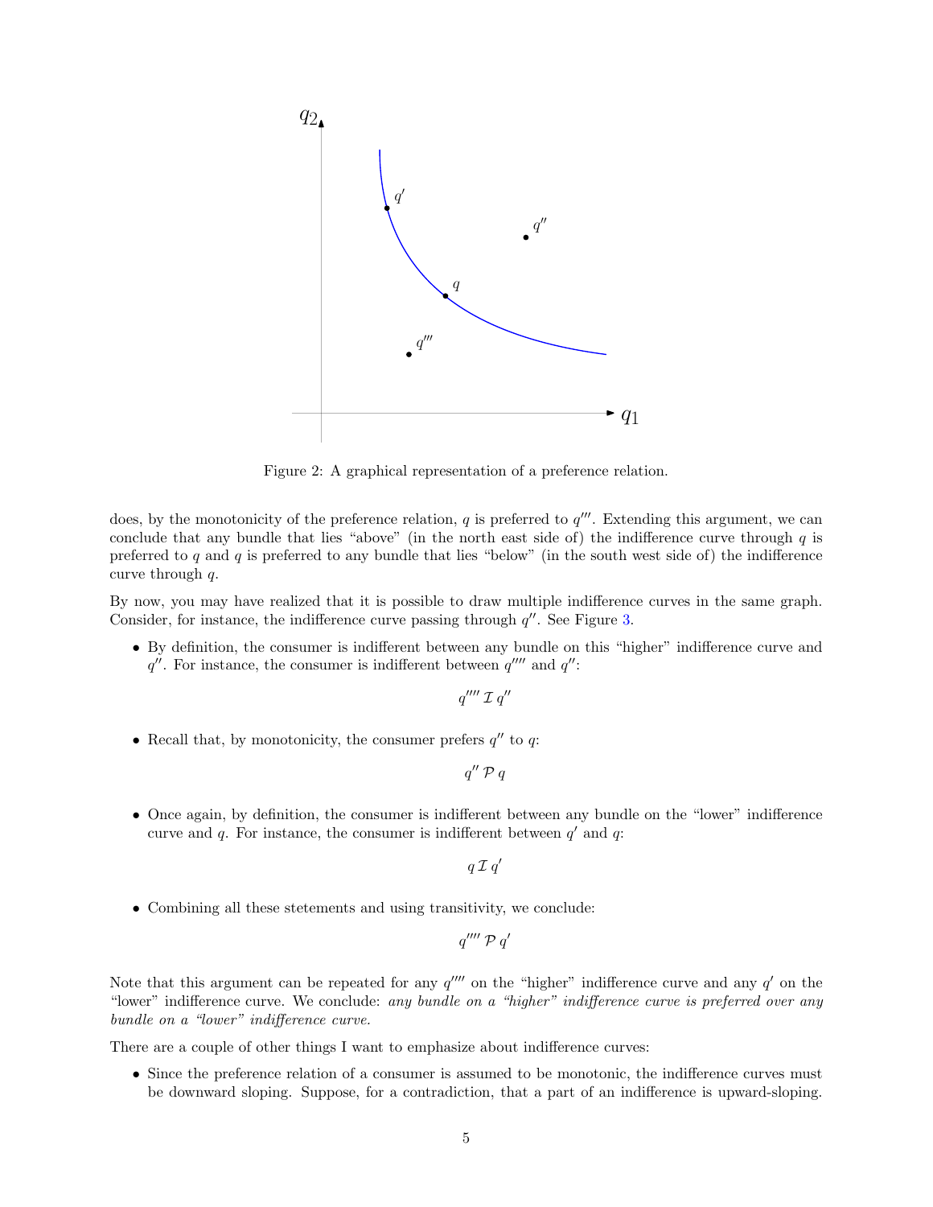Figure 2: A graphical representation of a preference relation.

does, by the monotonicity of the preference relation, $q$ is preferred to $q'''$. Extending this argument, we can conclude that any bundle that lies "above" (in the north east side of) the indifference curve through $q$ is preferred to $q$ and $q$ is preferred to any bundle that lies "below" (in the south west side of) the indifference curve through $q$.

By now, you may have realized that it is possible to draw multiple indifference curves in the same graph. Consider, for instance, the indifference curve passing through $q''$. See Figure 3.

- By definition, the consumer is indifferent between any bundle on this "higher" indifference curve and $q''$. For instance, the consumer is indifferent between $q''''$ and $q''$:

$$q'''' \, \mathcal{I} \, q''$$

- Recall that, by monotonicity, the consumer prefers $q''$ to $q$:

$$q'' \, \mathcal{P} \, q$$

- Once again, by definition, the consumer is indifferent between any bundle on the "lower" indifference curve and $q$. For instance, the consumer is indifferent between $q'$ and $q$:

$$q \, \mathcal{I} \, q'$$

- Combining all these stetements and using transitivity, we conclude:

$$q'''' \, \mathcal{P} \, q'$$

Note that this argument can be repeated for any $q''''$ on the "higher" indifference curve and any $q'$ on the "lower" indifference curve. We conclude: *any bundle on a "higher" indifference curve is preferred over any bundle on a "lower" indifference curve.*

There are a couple of other things I want to emphasize about indifference curves:

- Since the preference relation of a consumer is assumed to be monotonic, the indifference curves must be downward sloping. Suppose, for a contradiction, that a part of an indifference is upward-sloping.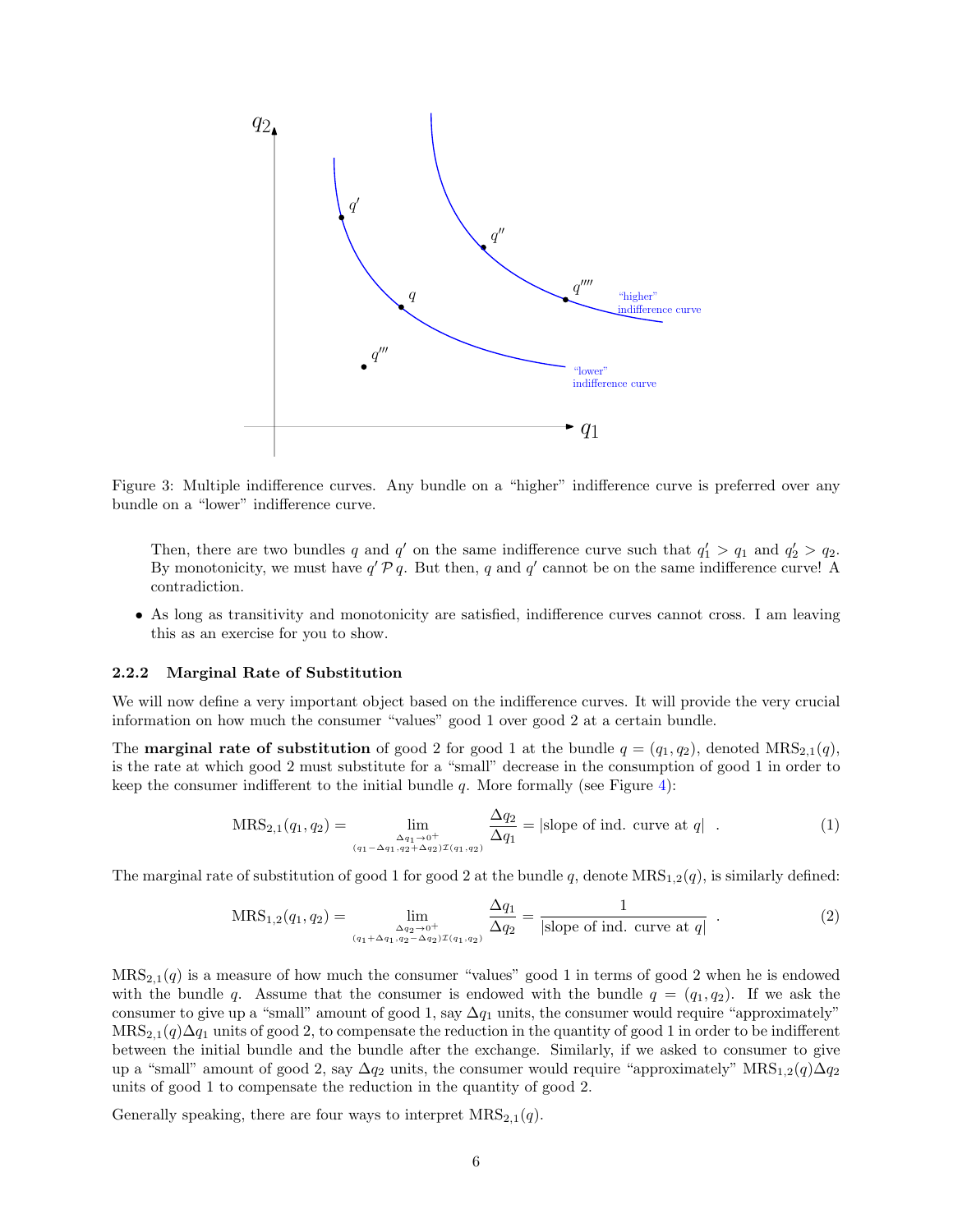Figure 3: Multiple indifference curves. Any bundle on a "higher" indifference curve is preferred over any bundle on a "lower" indifference curve.

Then, there are two bundles $q$ and $q'$ on the same indifference curve such that $q'_1 > q_1$ and $q'_2 > q_2$. By monotonicity, we must have $q' \mathcal{P} q$. But then, $q$ and $q'$ cannot be on the same indifference curve! A contradiction.

- As long as transitivity and monotonicity are satisfied, indifference curves cannot cross. I am leaving this as an exercise for you to show.

### 2.2.2 Marginal Rate of Substitution

We will now define a very important object based on the indifference curves. It will provide the very crucial information on how much the consumer "values" good 1 over good 2 at a certain bundle.

The **marginal rate of substitution** of good 2 for good 1 at the bundle $q = (q_1, q_2)$, denoted $\text{MRS}_{2,1}(q)$, is the rate at which good 2 must substitute for a "small" decrease in the consumption of good 1 in order to keep the consumer indifferent to the initial bundle $q$. More formally (see Figure 4):

$$\text{MRS}_{2,1}(q_1, q_2) = \lim_{\substack{\Delta q_1 \to 0^+ \\ (q_1 - \Delta q_1, q_2 + \Delta q_2) \mathcal{I} (q_1, q_2)}} \frac{\Delta q_2}{\Delta q_1} = |\text{slope of ind. curve at } q| \quad . \tag{1}$$

The marginal rate of substitution of good 1 for good 2 at the bundle $q$, denote $\text{MRS}_{1,2}(q)$, is similarly defined:

$$\text{MRS}_{1,2}(q_1, q_2) = \lim_{\substack{\Delta q_2 \to 0^+ \\ (q_1 + \Delta q_1, q_2 - \Delta q_2) \mathcal{I} (q_1, q_2)}} \frac{\Delta q_1}{\Delta q_2} = \frac{1}{|\text{slope of ind. curve at } q|} \quad . \tag{2}$$

$\text{MRS}_{2,1}(q)$ is a measure of how much the consumer "values" good 1 in terms of good 2 when he is endowed with the bundle $q$. Assume that the consumer is endowed with the bundle $q = (q_1, q_2)$. If we ask the consumer to give up a "small" amount of good 1, say $\Delta q_1$ units, the consumer would require "approximately" $\text{MRS}_{2,1}(q)\Delta q_1$ units of good 2, to compensate the reduction in the quantity of good 1 in order to be indifferent between the initial bundle and the bundle after the exchange. Similarly, if we asked to consumer to give up a "small" amount of good 2, say $\Delta q_2$ units, the consumer would require "approximately" $\text{MRS}_{1,2}(q)\Delta q_2$ units of good 1 to compensate the reduction in the quantity of good 2.

Generally speaking, there are four ways to interpret $\text{MRS}_{2,1}(q)$.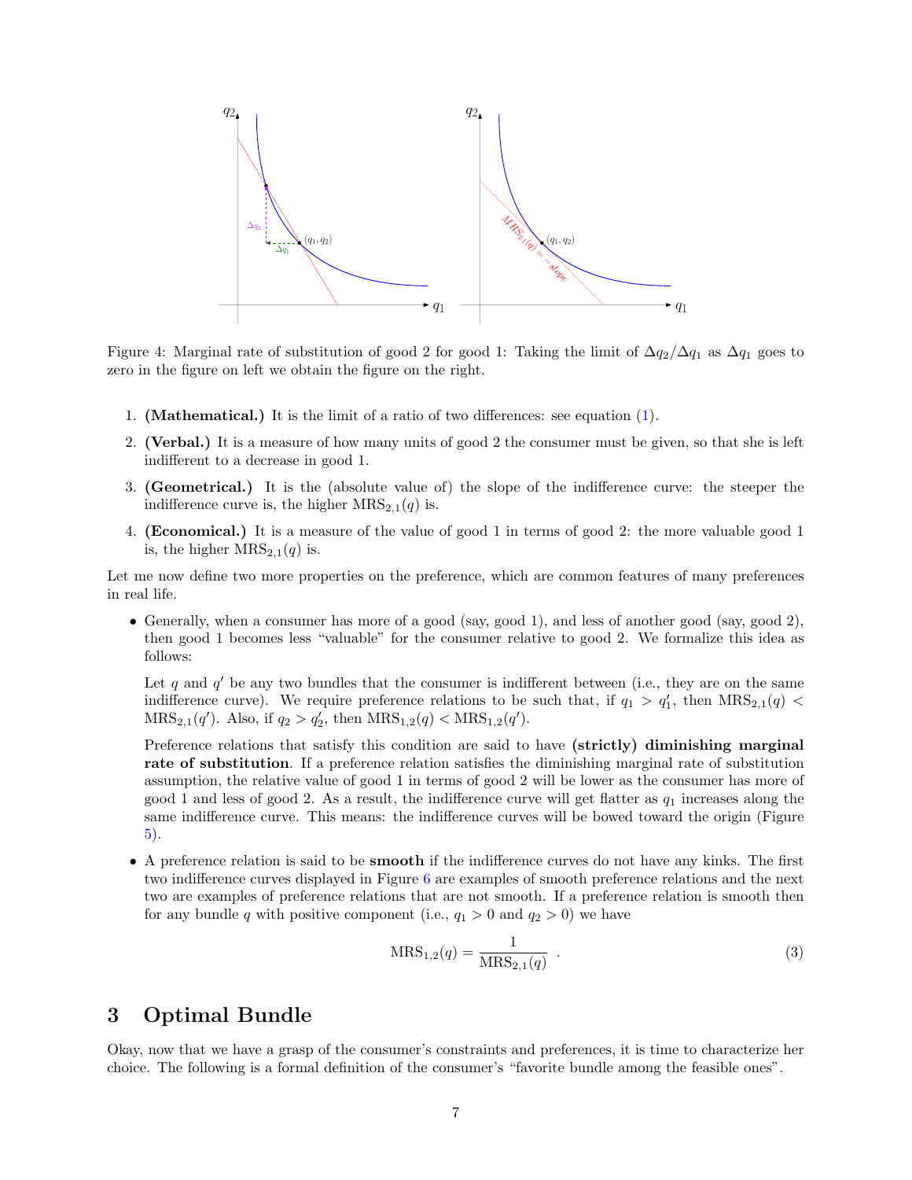Figure 4: Marginal rate of substitution of good 2 for good 1: Taking the limit of $\Delta q_2/\Delta q_1$ as $\Delta q_1$ goes to zero in the figure on left we obtain the figure on the right.

1. **(Mathematical.)** It is the limit of a ratio of two differences: see equation (1).
2. **(Verbal.)** It is a measure of how many units of good 2 the consumer must be given, so that she is left indifferent to a decrease in good 1.
3. **(Geometrical.)** It is the (absolute value of) the slope of the indifference curve: the steeper the indifference curve is, the higher $\text{MRS}_{2,1}(q)$ is.
4. **(Economical.)** It is a measure of the value of good 1 in terms of good 2: the more valuable good 1 is, the higher $\text{MRS}_{2,1}(q)$ is.

Let me now define two more properties on the preference, which are common features of many preferences in real life.

- Generally, when a consumer has more of a good (say, good 1), and less of another good (say, good 2), then good 1 becomes less "valuable" for the consumer relative to good 2. We formalize this idea as follows:

  Let $q$ and $q'$ be any two bundles that the consumer is indifferent between (i.e., they are on the same indifference curve). We require preference relations to be such that, if $q_1 > q_1'$, then $\text{MRS}_{2,1}(q) < \text{MRS}_{2,1}(q')$. Also, if $q_2 > q_2'$, then $\text{MRS}_{1,2}(q) < \text{MRS}_{1,2}(q')$.

  Preference relations that satisfy this condition are said to have **(strictly) diminishing marginal rate of substitution**. If a preference relation satisfies the diminishing marginal rate of substitution assumption, the relative value of good 1 in terms of good 2 will be lower as the consumer has more of good 1 and less of good 2. As a result, the indifference curve will get flatter as $q_1$ increases along the same indifference curve. This means: the indifference curves will be bowed toward the origin (Figure 5).

- A preference relation is said to be **smooth** if the indifference curves do not have any kinks. The first two indifference curves displayed in Figure 6 are examples of smooth preference relations and the next two are examples of preference relations that are not smooth. If a preference relation is smooth then for any bundle $q$ with positive component (i.e., $q_1 > 0$ and $q_2 > 0$) we have

$$\text{MRS}_{1,2}(q) = \frac{1}{\text{MRS}_{2,1}(q)} \quad . \tag{3}$$

## 3 Optimal Bundle

Okay, now that we have a grasp of the consumer's constraints and preferences, it is time to characterize her choice. The following is a formal definition of the consumer's "favorite bundle among the feasible ones".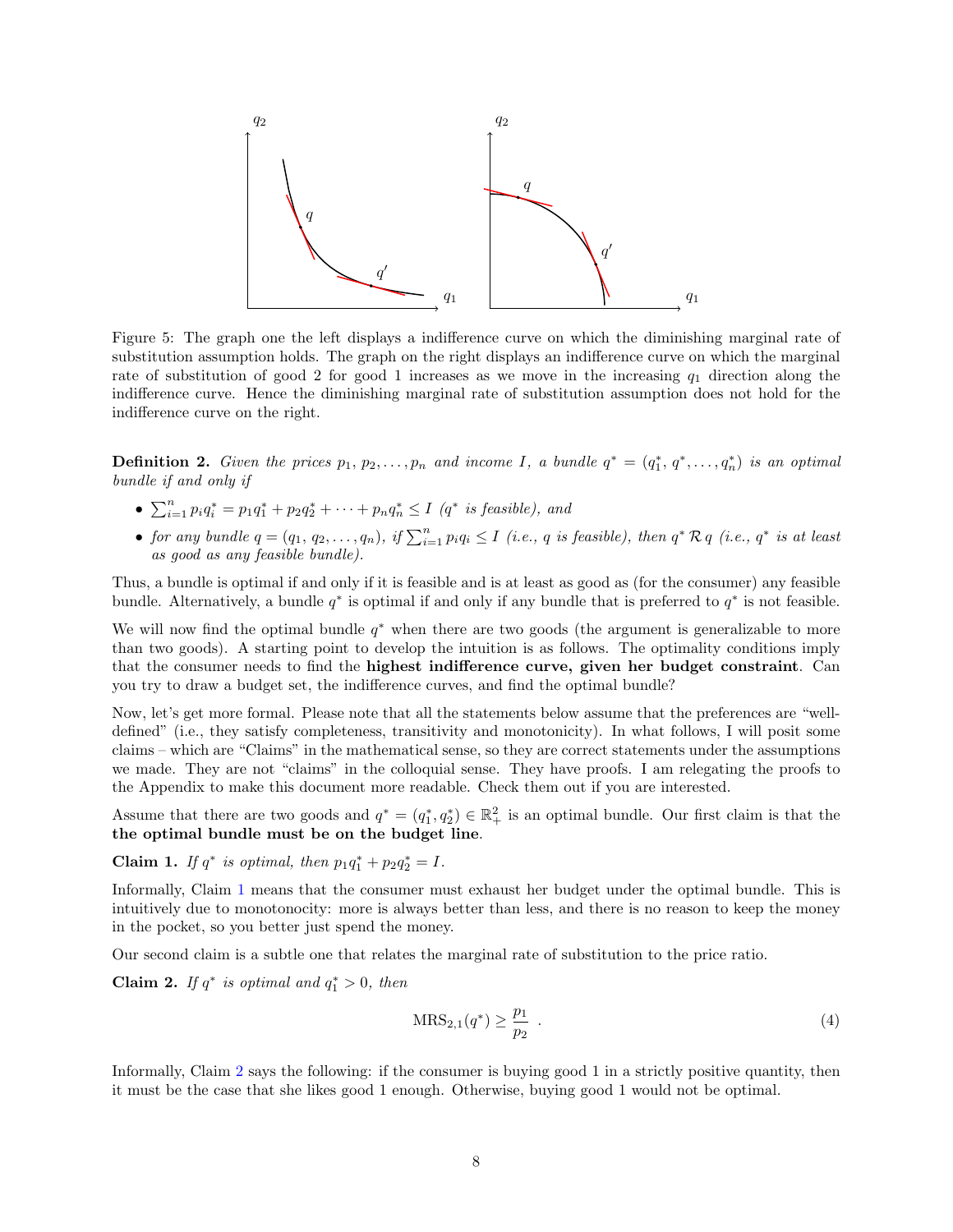Figure 5: The graph one the left displays a indifference curve on which the diminishing marginal rate of substitution assumption holds. The graph on the right displays an indifference curve on which the marginal rate of substitution of good 2 for good 1 increases as we move in the increasing $q_1$ direction along the indifference curve. Hence the diminishing marginal rate of substitution assumption does not hold for the indifference curve on the right.

**Definition 2.** *Given the prices $p_1, p_2, \ldots, p_n$ and income $I$, a bundle $q^* = (q_1^*, q^*, \ldots, q_n^*)$ is an optimal bundle if and only if*

- $\sum_{i=1}^n p_i q_i^* = p_1 q_1^* + p_2 q_2^* + \cdots + p_n q_n^* \leq I$ *($q^*$ is feasible), and*
- *for any bundle $q = (q_1, q_2, \ldots, q_n)$, if $\sum_{i=1}^n p_i q_i \leq I$ (i.e., $q$ is feasible), then $q^* \mathcal{R}\, q$ (i.e., $q^*$ is at least as good as any feasible bundle).*

Thus, a bundle is optimal if and only if it is feasible and is at least as good as (for the consumer) any feasible bundle. Alternatively, a bundle $q^*$ is optimal if and only if any bundle that is preferred to $q^*$ is not feasible.

We will now find the optimal bundle $q^*$ when there are two goods (the argument is generalizable to more than two goods). A starting point to develop the intuition is as follows. The optimality conditions imply that the consumer needs to find the **highest indifference curve, given her budget constraint**. Can you try to draw a budget set, the indifference curves, and find the optimal bundle?

Now, let's get more formal. Please note that all the statements below assume that the preferences are "well-defined" (i.e., they satisfy completeness, transitivity and monotonicity). In what follows, I will posit some claims – which are "Claims" in the mathematical sense, so they are correct statements under the assumptions we made. They are not "claims" in the colloquial sense. They have proofs. I am relegating the proofs to the Appendix to make this document more readable. Check them out if you are interested.

Assume that there are two goods and $q^* = (q_1^*, q_2^*) \in \mathbb{R}_+^2$ is an optimal bundle. Our first claim is that the **the optimal bundle must be on the budget line**.

**Claim 1.** *If $q^*$ is optimal, then $p_1 q_1^* + p_2 q_2^* = I$.*

Informally, Claim 1 means that the consumer must exhaust her budget under the optimal bundle. This is intuitively due to monotonocity: more is always better than less, and there is no reason to keep the money in the pocket, so you better just spend the money.

Our second claim is a subtle one that relates the marginal rate of substitution to the price ratio.

**Claim 2.** *If $q^*$ is optimal and $q_1^* > 0$, then*

$$\text{MRS}_{2,1}(q^*) \geq \frac{p_1}{p_2} \ . \tag{4}$$

Informally, Claim 2 says the following: if the consumer is buying good 1 in a strictly positive quantity, then it must be the case that she likes good 1 enough. Otherwise, buying good 1 would not be optimal.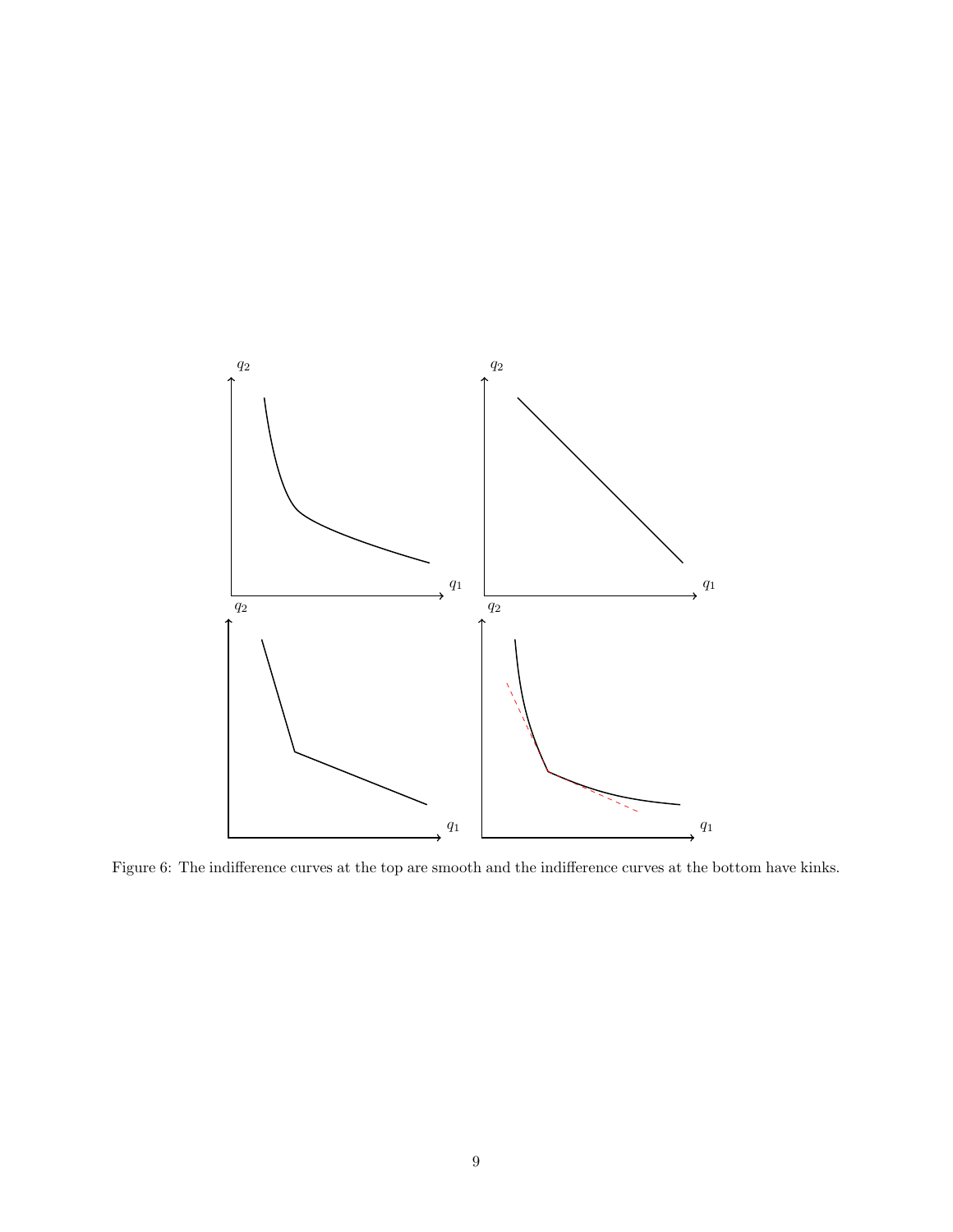Figure 6: The indifference curves at the top are smooth and the indifference curves at the bottom have kinks.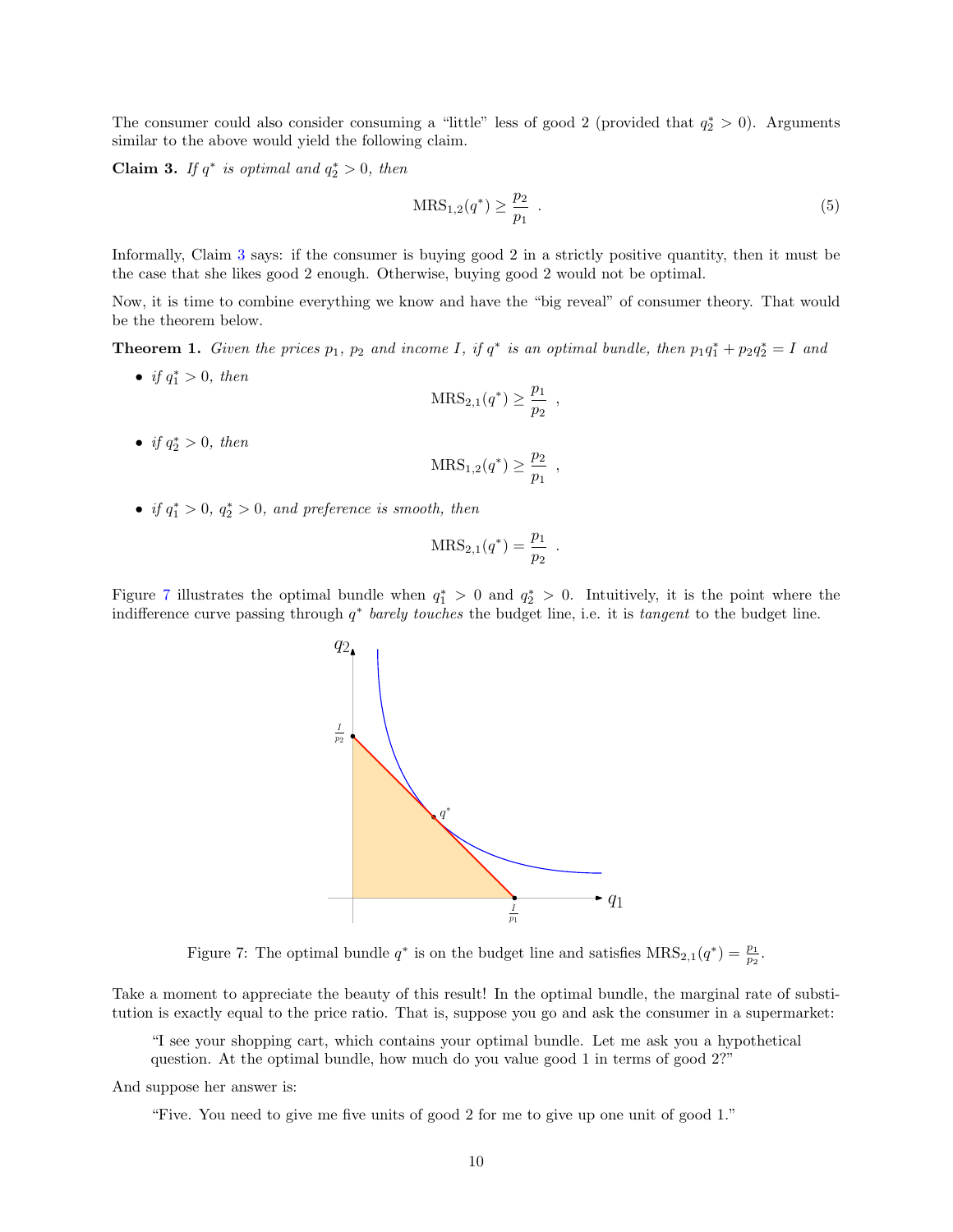The consumer could also consider consuming a "little" less of good 2 (provided that $q_2^* > 0$). Arguments similar to the above would yield the following claim.

**Claim 3.** *If $q^*$ is optimal and $q_2^* > 0$, then*

$$\text{MRS}_{1,2}(q^*) \geq \frac{p_2}{p_1} \ . \tag{5}$$

Informally, Claim 3 says: if the consumer is buying good 2 in a strictly positive quantity, then it must be the case that she likes good 2 enough. Otherwise, buying good 2 would not be optimal.

Now, it is time to combine everything we know and have the "big reveal" of consumer theory. That would be the theorem below.

**Theorem 1.** *Given the prices $p_1$, $p_2$ and income $I$, if $q^*$ is an optimal bundle, then $p_1 q_1^* + p_2 q_2^* = I$ and*

- *if $q_1^* > 0$, then*
$$\text{MRS}_{2,1}(q^*) \geq \frac{p_1}{p_2} \ ,$$
- *if $q_2^* > 0$, then*
$$\text{MRS}_{1,2}(q^*) \geq \frac{p_2}{p_1} \ ,$$
- *if $q_1^* > 0$, $q_2^* > 0$, and preference is smooth, then*
$$\text{MRS}_{2,1}(q^*) = \frac{p_1}{p_2} \ .$$

Figure 7 illustrates the optimal bundle when $q_1^* > 0$ and $q_2^* > 0$. Intuitively, it is the point where the indifference curve passing through $q^*$ *barely touches* the budget line, i.e. it is *tangent* to the budget line.

Figure 7: The optimal bundle $q^*$ is on the budget line and satisfies $\text{MRS}_{2,1}(q^*) = \frac{p_1}{p_2}$.

Take a moment to appreciate the beauty of this result! In the optimal bundle, the marginal rate of substitution is exactly equal to the price ratio. That is, suppose you go and ask the consumer in a supermarket:

> "I see your shopping cart, which contains your optimal bundle. Let me ask you a hypothetical question. At the optimal bundle, how much do you value good 1 in terms of good 2?"

And suppose her answer is:

> "Five. You need to give me five units of good 2 for me to give up one unit of good 1."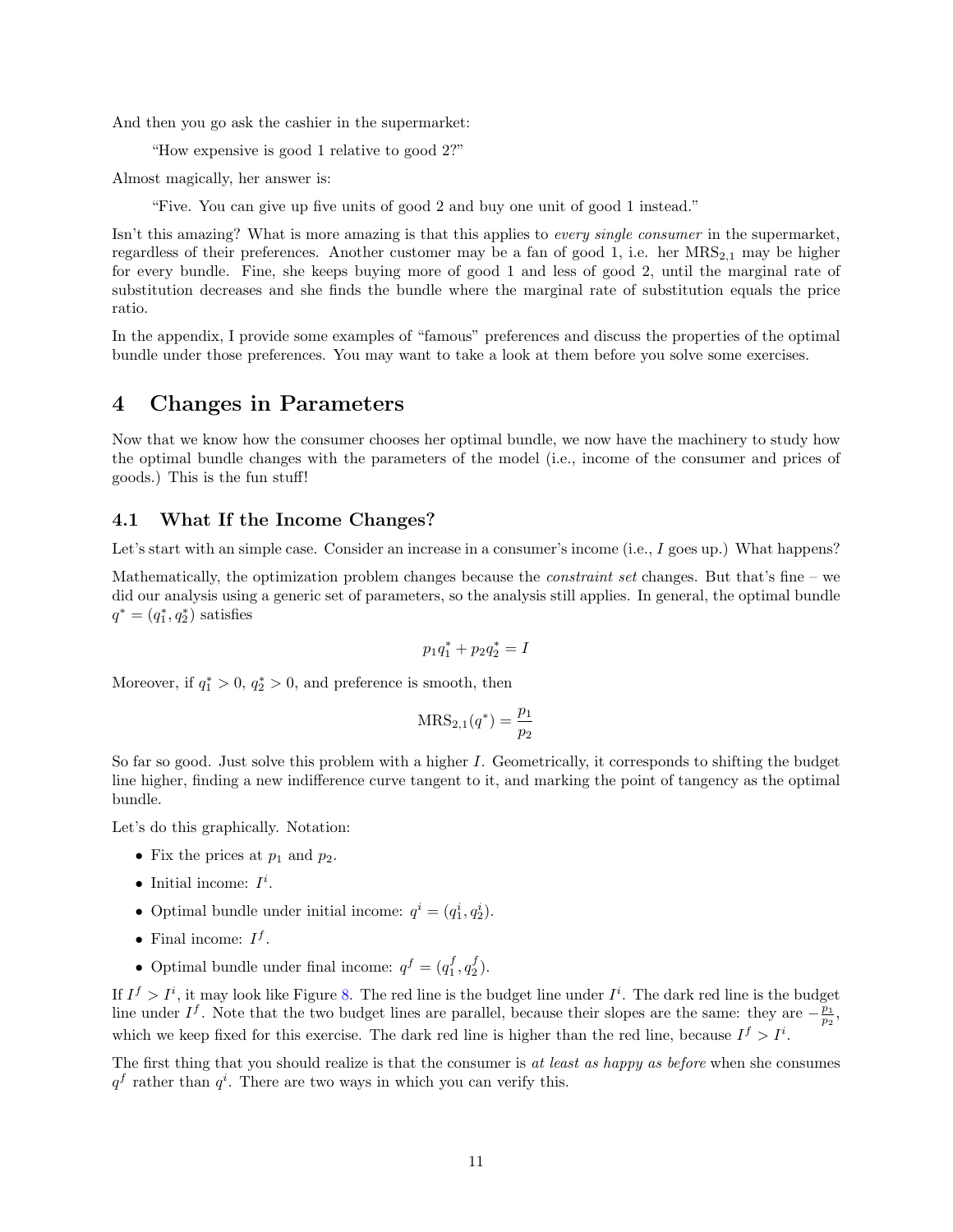And then you go ask the cashier in the supermarket:

> "How expensive is good 1 relative to good 2?"

Almost magically, her answer is:

> "Five. You can give up five units of good 2 and buy one unit of good 1 instead."

Isn't this amazing? What is more amazing is that this applies to *every single consumer* in the supermarket, regardless of their preferences. Another customer may be a fan of good 1, i.e. her $\text{MRS}_{2,1}$ may be higher for every bundle. Fine, she keeps buying more of good 1 and less of good 2, until the marginal rate of substitution decreases and she finds the bundle where the marginal rate of substitution equals the price ratio.

In the appendix, I provide some examples of "famous" preferences and discuss the properties of the optimal bundle under those preferences. You may want to take a look at them before you solve some exercises.

# 4 Changes in Parameters

Now that we know how the consumer chooses her optimal bundle, we now have the machinery to study how the optimal bundle changes with the parameters of the model (i.e., income of the consumer and prices of goods.) This is the fun stuff!

## 4.1 What If the Income Changes?

Let's start with an simple case. Consider an increase in a consumer's income (i.e., $I$ goes up.) What happens?

Mathematically, the optimization problem changes because the *constraint set* changes. But that's fine – we did our analysis using a generic set of parameters, so the analysis still applies. In general, the optimal bundle $q^* = (q_1^*, q_2^*)$ satisfies

$$p_1 q_1^* + p_2 q_2^* = I$$

Moreover, if $q_1^* > 0$, $q_2^* > 0$, and preference is smooth, then

$$\text{MRS}_{2,1}(q^*) = \frac{p_1}{p_2}$$

So far so good. Just solve this problem with a higher $I$. Geometrically, it corresponds to shifting the budget line higher, finding a new indifference curve tangent to it, and marking the point of tangency as the optimal bundle.

Let's do this graphically. Notation:

- Fix the prices at $p_1$ and $p_2$.
- Initial income: $I^i$.
- Optimal bundle under initial income: $q^i = (q_1^i, q_2^i)$.
- Final income: $I^f$.
- Optimal bundle under final income: $q^f = (q_1^f, q_2^f)$.

If $I^f > I^i$, it may look like Figure 8. The red line is the budget line under $I^i$. The dark red line is the budget line under $I^f$. Note that the two budget lines are parallel, because their slopes are the same: they are $-\frac{p_1}{p_2}$, which we keep fixed for this exercise. The dark red line is higher than the red line, because $I^f > I^i$.

The first thing that you should realize is that the consumer is *at least as happy as before* when she consumes $q^f$ rather than $q^i$. There are two ways in which you can verify this.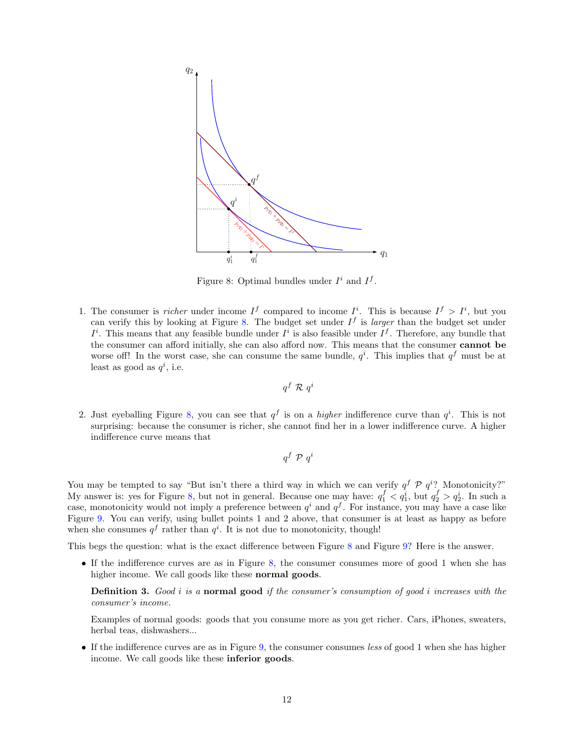Figure 8: Optimal bundles under $I^i$ and $I^f$.

1. The consumer is *richer* under income $I^f$ compared to income $I^i$. This is because $I^f > I^i$, but you can verify this by looking at Figure 8. The budget set under $I^f$ is *larger* than the budget set under $I^i$. This means that any feasible bundle under $I^i$ is also feasible under $I^f$. Therefore, any bundle that the consumer can afford initially, she can also afford now. This means that the consumer **cannot be** worse off! In the worst case, she can consume the same bundle, $q^i$. This implies that $q^f$ must be at least as good as $q^i$, i.e.

$$q^f \ \mathcal{R} \ q^i$$

2. Just eyeballing Figure 8, you can see that $q^f$ is on a *higher* indifference curve than $q^i$. This is not surprising: because the consumer is richer, she cannot find her in a lower indifference curve. A higher indifference curve means that

$$q^f \ \mathcal{P} \ q^i$$

You may be tempted to say "But isn't there a third way in which we can verify $q^f \ \mathcal{P} \ q^i$? Monotonicity?" My answer is: yes for Figure 8, but not in general. Because one may have: $q_1^f < q_1^i$, but $q_2^f > q_2^i$. In such a case, monotonicity would not imply a preference between $q^i$ and $q^f$. For instance, you may have a case like Figure 9. You can verify, using bullet points 1 and 2 above, that consumer is at least as happy as before when she consumes $q^f$ rather than $q^i$. It is not due to monotonicity, though!

This begs the question: what is the exact difference between Figure 8 and Figure 9? Here is the answer.

- If the indifference curves are as in Figure 8, the consumer consumes more of good 1 when she has higher income. We call goods like these **normal goods**.

  **Definition 3.** *Good $i$ is a* **normal good** *if the consumer's consumption of good $i$ increases with the consumer's income.*

  Examples of normal goods: goods that you consume more as you get richer. Cars, iPhones, sweaters, herbal teas, dishwashers...

- If the indifference curves are as in Figure 9, the consumer consumes *less* of good 1 when she has higher income. We call goods like these **inferior goods**.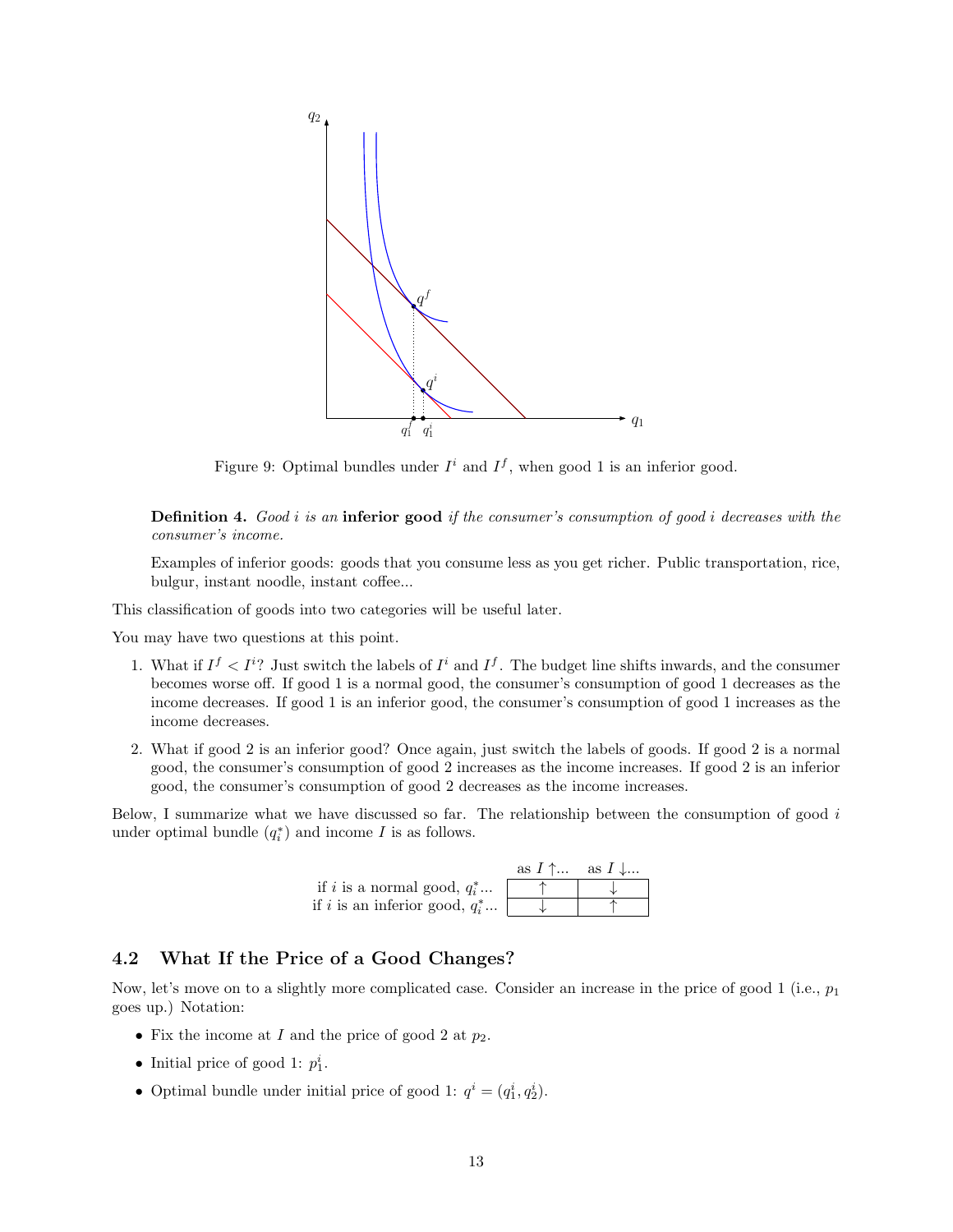Figure 9: Optimal bundles under $I^i$ and $I^f$, when good 1 is an inferior good.

**Definition 4.** *Good $i$ is an* **inferior good** *if the consumer's consumption of good $i$ decreases with the consumer's income.*

Examples of inferior goods: goods that you consume less as you get richer. Public transportation, rice, bulgur, instant noodle, instant coffee...

This classification of goods into two categories will be useful later.

You may have two questions at this point.

1. What if $I^f < I^i$? Just switch the labels of $I^i$ and $I^f$. The budget line shifts inwards, and the consumer becomes worse off. If good 1 is a normal good, the consumer's consumption of good 1 decreases as the income decreases. If good 1 is an inferior good, the consumer's consumption of good 1 increases as the income decreases.

2. What if good 2 is an inferior good? Once again, just switch the labels of goods. If good 2 is a normal good, the consumer's consumption of good 2 increases as the income increases. If good 2 is an inferior good, the consumer's consumption of good 2 decreases as the income increases.

Below, I summarize what we have discussed so far. The relationship between the consumption of good $i$ under optimal bundle ($q_i^*$) and income $I$ is as follows.

| | as $I \uparrow$... | as $I \downarrow$... |
|---|---|---|
| if $i$ is a normal good, $q_i^*$... | $\uparrow$ | $\downarrow$ |
| if $i$ is an inferior good, $q_i^*$... | $\downarrow$ | $\uparrow$ |

## 4.2 What If the Price of a Good Changes?

Now, let's move on to a slightly more complicated case. Consider an increase in the price of good 1 (i.e., $p_1$ goes up.) Notation:

- Fix the income at $I$ and the price of good 2 at $p_2$.
- Initial price of good 1: $p_1^i$.
- Optimal bundle under initial price of good 1: $q^i = (q_1^i, q_2^i)$.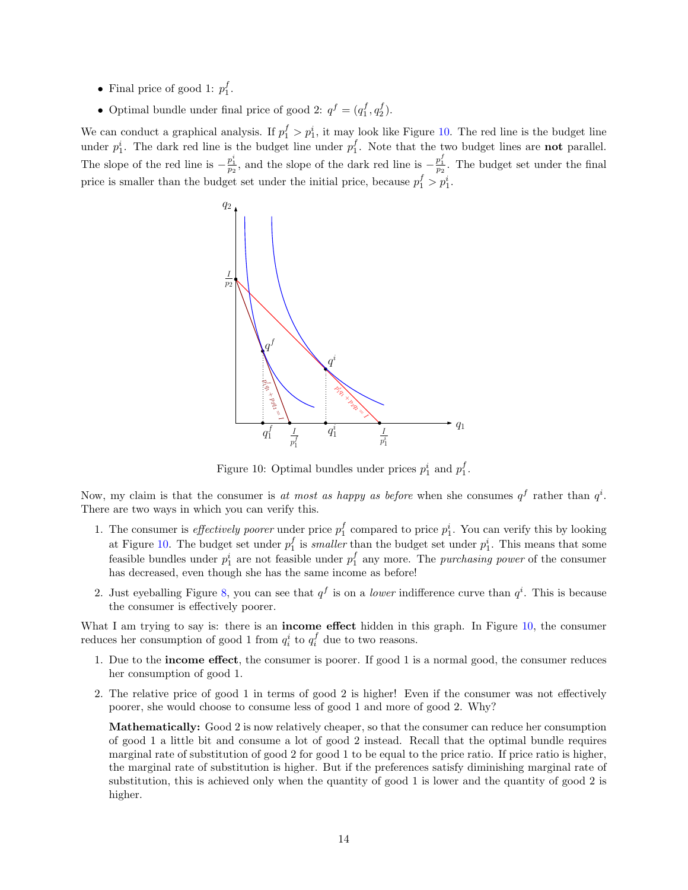- Final price of good 1: $p_1^f$.
- Optimal bundle under final price of good 2: $q^f = (q_1^f, q_2^f)$.

We can conduct a graphical analysis. If $p_1^f > p_1^i$, it may look like Figure 10. The red line is the budget line under $p_1^i$. The dark red line is the budget line under $p_1^f$. Note that the two budget lines are **not** parallel. The slope of the red line is $-\frac{p_1^i}{p_2}$, and the slope of the dark red line is $-\frac{p_1^f}{p_2}$. The budget set under the final price is smaller than the budget set under the initial price, because $p_1^f > p_1^i$.

Figure 10: Optimal bundles under prices $p_1^i$ and $p_1^f$.

Now, my claim is that the consumer is *at most as happy as before* when she consumes $q^f$ rather than $q^i$. There are two ways in which you can verify this.

1. The consumer is *effectively poorer* under price $p_1^f$ compared to price $p_1^i$. You can verify this by looking at Figure 10. The budget set under $p_1^f$ is *smaller* than the budget set under $p_1^i$. This means that some feasible bundles under $p_1^i$ are not feasible under $p_1^f$ any more. The *purchasing power* of the consumer has decreased, even though she has the same income as before!
2. Just eyeballing Figure 8, you can see that $q^f$ is on a *lower* indifference curve than $q^i$. This is because the consumer is effectively poorer.

What I am trying to say is: there is an **income effect** hidden in this graph. In Figure 10, the consumer reduces her consumption of good 1 from $q_i^i$ to $q_i^f$ due to two reasons.

1. Due to the **income effect**, the consumer is poorer. If good 1 is a normal good, the consumer reduces her consumption of good 1.
2. The relative price of good 1 in terms of good 2 is higher! Even if the consumer was not effectively poorer, she would choose to consume less of good 1 and more of good 2. Why?

   **Mathematically:** Good 2 is now relatively cheaper, so that the consumer can reduce her consumption of good 1 a little bit and consume a lot of good 2 instead. Recall that the optimal bundle requires marginal rate of substitution of good 2 for good 1 to be equal to the price ratio. If price ratio is higher, the marginal rate of substitution is higher. But if the preferences satisfy diminishing marginal rate of substitution, this is achieved only when the quantity of good 1 is lower and the quantity of good 2 is higher.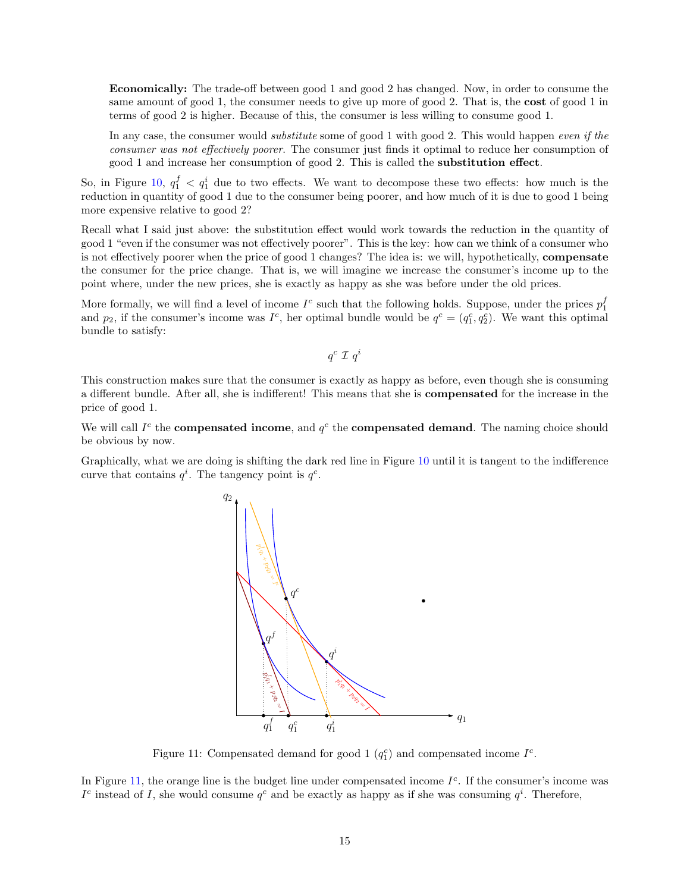**Economically:** The trade-off between good 1 and good 2 has changed. Now, in order to consume the same amount of good 1, the consumer needs to give up more of good 2. That is, the **cost** of good 1 in terms of good 2 is higher. Because of this, the consumer is less willing to consume good 1.

In any case, the consumer would *substitute* some of good 1 with good 2. This would happen *even if the consumer was not effectively poorer*. The consumer just finds it optimal to reduce her consumption of good 1 and increase her consumption of good 2. This is called the **substitution effect**.

So, in Figure 10, $q_1^f < q_1^i$ due to two effects. We want to decompose these two effects: how much is the reduction in quantity of good 1 due to the consumer being poorer, and how much of it is due to good 1 being more expensive relative to good 2?

Recall what I said just above: the substitution effect would work towards the reduction in the quantity of good 1 "even if the consumer was not effectively poorer". This is the key: how can we think of a consumer who is not effectively poorer when the price of good 1 changes? The idea is: we will, hypothetically, **compensate** the consumer for the price change. That is, we will imagine we increase the consumer's income up to the point where, under the new prices, she is exactly as happy as she was before under the old prices.

More formally, we will find a level of income $I^c$ such that the following holds. Suppose, under the prices $p_1^f$ and $p_2$, if the consumer's income was $I^c$, her optimal bundle would be $q^c = (q_1^c, q_2^c)$. We want this optimal bundle to satisfy:

$$q^c \ \mathcal{I} \ q^i$$

This construction makes sure that the consumer is exactly as happy as before, even though she is consuming a different bundle. After all, she is indifferent! This means that she is **compensated** for the increase in the price of good 1.

We will call $I^c$ the **compensated income**, and $q^c$ the **compensated demand**. The naming choice should be obvious by now.

Graphically, what we are doing is shifting the dark red line in Figure 10 until it is tangent to the indifference curve that contains $q^i$. The tangency point is $q^c$.

Figure 11: Compensated demand for good 1 ($q_1^c$) and compensated income $I^c$.

In Figure 11, the orange line is the budget line under compensated income $I^c$. If the consumer's income was $I^c$ instead of $I$, she would consume $q^c$ and be exactly as happy as if she was consuming $q^i$. Therefore,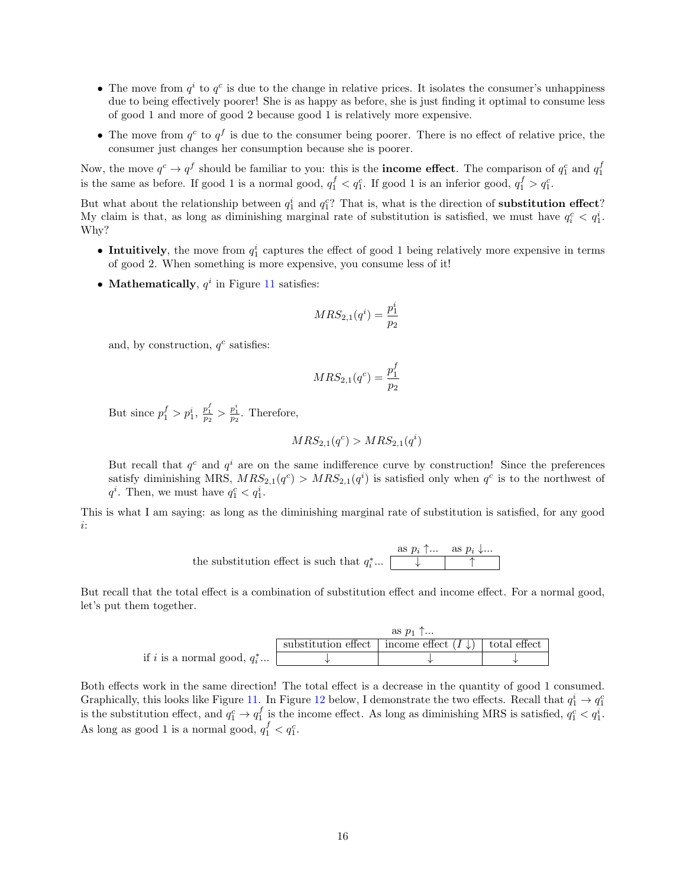- The move from $q^i$ to $q^c$ is due to the change in relative prices. It isolates the consumer's unhappiness due to being effectively poorer! She is as happy as before, she is just finding it optimal to consume less of good 1 and more of good 2 because good 1 is relatively more expensive.
- The move from $q^c$ to $q^f$ is due to the consumer being poorer. There is no effect of relative price, the consumer just changes her consumption because she is poorer.

Now, the move $q^c \to q^f$ should be familiar to you: this is the **income effect**. The comparison of $q_1^c$ and $q_1^f$ is the same as before. If good 1 is a normal good, $q_1^f < q_1^c$. If good 1 is an inferior good, $q_1^f > q_1^c$.

But what about the relationship between $q_1^i$ and $q_1^c$? That is, what is the direction of **substitution effect**? My claim is that, as long as diminishing marginal rate of substitution is satisfied, we must have $q_i^c < q_1^i$. Why?

- **Intuitively**, the move from $q_1^i$ captures the effect of good 1 being relatively more expensive in terms of good 2. When something is more expensive, you consume less of it!
- **Mathematically**, $q^i$ in Figure 11 satisfies:

$$MRS_{2,1}(q^i) = \frac{p_1^i}{p_2}$$

and, by construction, $q^c$ satisfies:

$$MRS_{2,1}(q^c) = \frac{p_1^f}{p_2}$$

But since $p_1^f > p_1^i$, $\frac{p_1^f}{p_2} > \frac{p_1^i}{p_2}$. Therefore,

$$MRS_{2,1}(q^c) > MRS_{2,1}(q^i)$$

But recall that $q^c$ and $q^i$ are on the same indifference curve by construction! Since the preferences satisfy diminishing MRS, $MRS_{2,1}(q^c) > MRS_{2,1}(q^i)$ is satisfied only when $q^c$ is to the northwest of $q^i$. Then, we must have $q_1^c < q_1^i$.

This is what I am saying: as long as the diminishing marginal rate of substitution is satisfied, for any good $i$:

| | as $p_i \uparrow$... | as $p_i \downarrow$... |
|---|---|---|
| the substitution effect is such that $q_i^*$... | $\downarrow$ | $\uparrow$ |

But recall that the total effect is a combination of substitution effect and income effect. For a normal good, let's put them together.

| | as $p_1 \uparrow$... | | |
|---|---|---|---|
| | substitution effect | income effect ($I \downarrow$) | total effect |
| if $i$ is a normal good, $q_i^*$... | $\downarrow$ | $\downarrow$ | $\downarrow$ |

Both effects work in the same direction! The total effect is a decrease in the quantity of good 1 consumed. Graphically, this looks like Figure 11. In Figure 12 below, I demonstrate the two effects. Recall that $q_1^i \to q_1^c$ is the substitution effect, and $q_1^c \to q_1^f$ is the income effect. As long as diminishing MRS is satisfied, $q_1^c < q_1^i$. As long as good 1 is a normal good, $q_1^f < q_1^c$.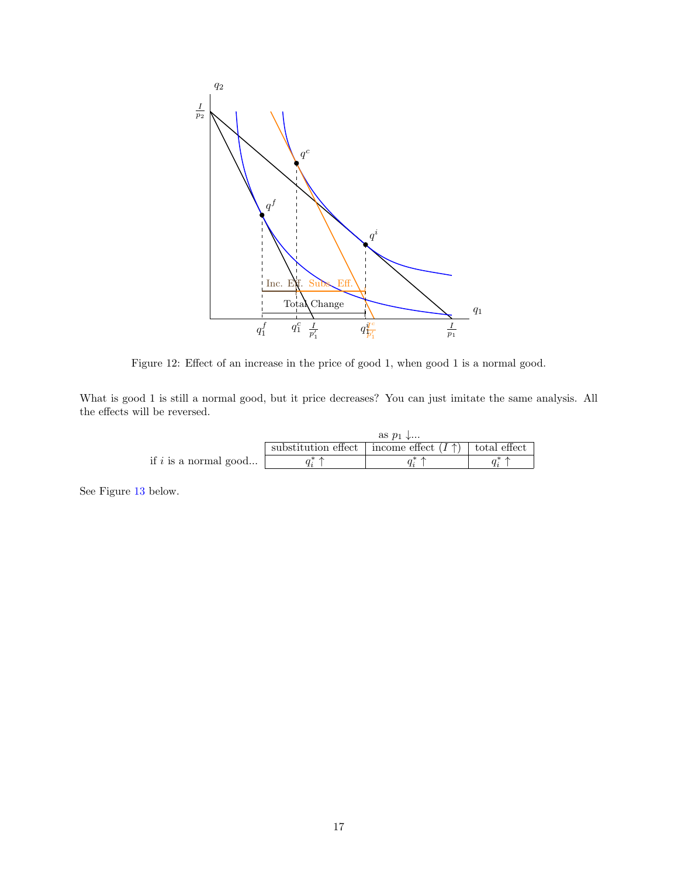Figure 12: Effect of an increase in the price of good 1, when good 1 is a normal good.

What is good 1 is still a normal good, but it price decreases? You can just imitate the same analysis. All the effects will be reversed.

| | as $p_1 \downarrow$... | | |
|---|---|---|---|
| | substitution effect | income effect ($I \uparrow$) | total effect |
| if $i$ is a normal good... | $q_i^* \uparrow$ | $q_i^* \uparrow$ | $q_i^* \uparrow$ |

See Figure 13 below.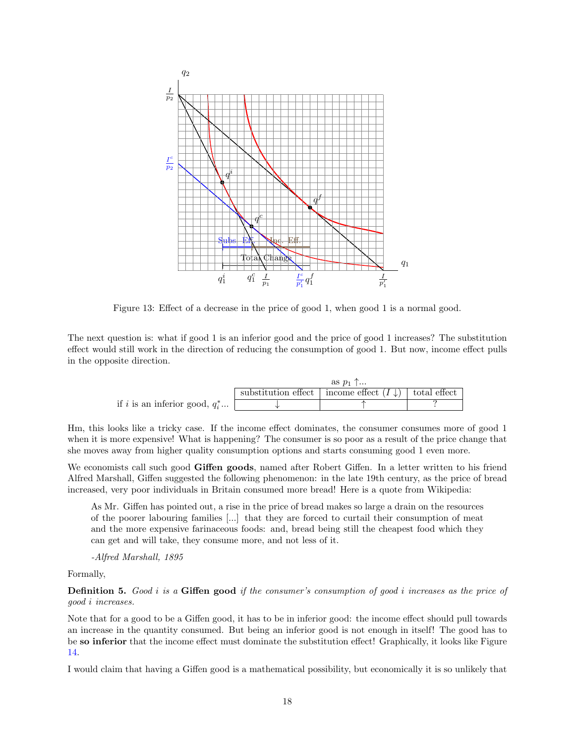Figure 13: Effect of a decrease in the price of good 1, when good 1 is a normal good.

The next question is: what if good 1 is an inferior good and the price of good 1 increases? The substitution effect would still work in the direction of reducing the consumption of good 1. But now, income effect pulls in the opposite direction.

| | as $p_1 \uparrow$... | | |
|---|---|---|---|
| | substitution effect | income effect ($I \downarrow$) | total effect |
| if $i$ is an inferior good, $q_i^*$... | $\downarrow$ | $\uparrow$ | ? |

Hm, this looks like a tricky case. If the income effect dominates, the consumer consumes more of good 1 when it is more expensive! What is happening? The consumer is so poor as a result of the price change that she moves away from higher quality consumption options and starts consuming good 1 even more.

We economists call such good **Giffen goods**, named after Robert Giffen. In a letter written to his friend Alfred Marshall, Giffen suggested the following phenomenon: in the late 19th century, as the price of bread increased, very poor individuals in Britain consumed more bread! Here is a quote from Wikipedia:

> As Mr. Giffen has pointed out, a rise in the price of bread makes so large a drain on the resources of the poorer labouring families [...] that they are forced to curtail their consumption of meat and the more expensive farinaceous foods: and, bread being still the cheapest food which they can get and will take, they consume more, and not less of it.
>
> *-Alfred Marshall, 1895*

Formally,

**Definition 5.** *Good $i$ is a* **Giffen good** *if the consumer's consumption of good $i$ increases as the price of good $i$ increases.*

Note that for a good to be a Giffen good, it has to be in inferior good: the income effect should pull towards an increase in the quantity consumed. But being an inferior good is not enough in itself! The good has to be **so inferior** that the income effect must dominate the substitution effect! Graphically, it looks like Figure 14.

I would claim that having a Giffen good is a mathematical possibility, but economically it is so unlikely that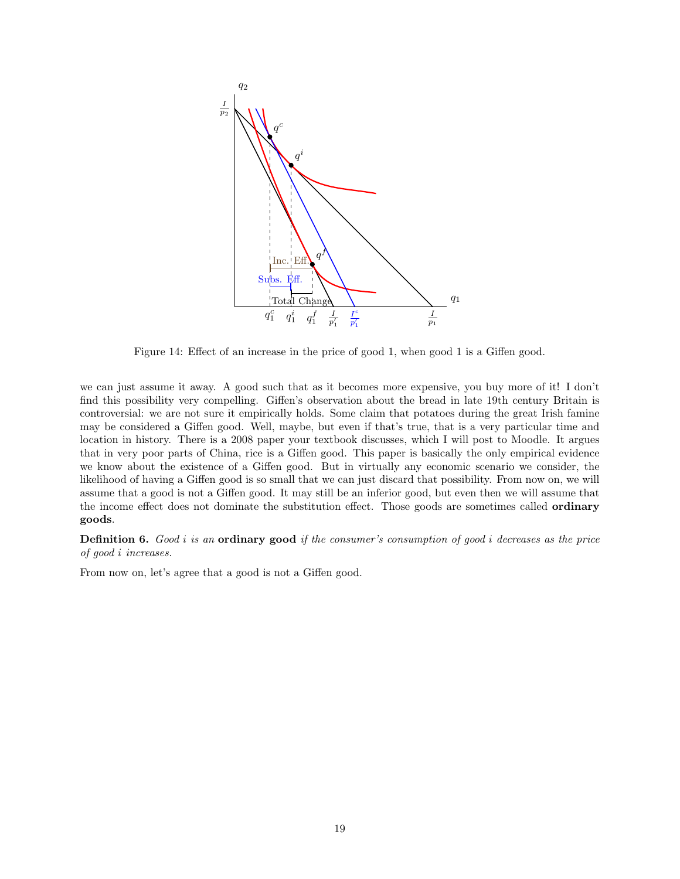Figure 14: Effect of an increase in the price of good 1, when good 1 is a Giffen good.

we can just assume it away. A good such that as it becomes more expensive, you buy more of it! I don't find this possibility very compelling. Giffen's observation about the bread in late 19th century Britain is controversial: we are not sure it empirically holds. Some claim that potatoes during the great Irish famine may be considered a Giffen good. Well, maybe, but even if that's true, that is a very particular time and location in history. There is a 2008 paper your textbook discusses, which I will post to Moodle. It argues that in very poor parts of China, rice is a Giffen good. This paper is basically the only empirical evidence we know about the existence of a Giffen good. But in virtually any economic scenario we consider, the likelihood of having a Giffen good is so small that we can just discard that possibility. From now on, we will assume that a good is not a Giffen good. It may still be an inferior good, but even then we will assume that the income effect does not dominate the substitution effect. Those goods are sometimes called **ordinary goods**.

**Definition 6.** *Good $i$ is an* **ordinary good** *if the consumer's consumption of good $i$ decreases as the price of good $i$ increases.*

From now on, let's agree that a good is not a Giffen good.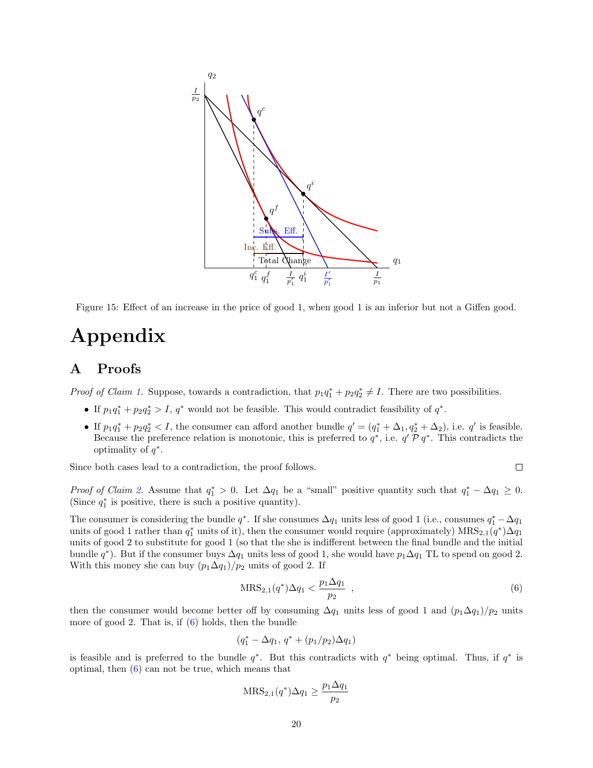Figure 15: Effect of an increase in the price of good 1, when good 1 is an inferior but not a Giffen good.

# Appendix

## A Proofs

*Proof of Claim 1.* Suppose, towards a contradiction, that $p_1 q_1^* + p_2 q_2^* \neq I$. There are two possibilities.

- If $p_1 q_1^* + p_2 q_2^* > I$, $q^*$ would not be feasible. This would contradict feasibility of $q^*$.
- If $p_1 q_1^* + p_2 q_2^* < I$, the consumer can afford another bundle $q' = (q_1^* + \Delta_1, q_2^* + \Delta_2)$, i.e. $q'$ is feasible. Because the preference relation is monotonic, this is preferred to $q^*$, i.e. $q' \mathcal{P} q^*$. This contradicts the optimality of $q^*$.

Since both cases lead to a contradiction, the proof follows. □

*Proof of Claim 2.* Assume that $q_1^* > 0$. Let $\Delta q_1$ be a "small" positive quantity such that $q_1^* - \Delta q_1 \geq 0$. (Since $q_1^*$ is positive, there is such a positive quantity).

The consumer is considering the bundle $q^*$. If she consumes $\Delta q_1$ units less of good 1 (i.e., consumes $q_1^* - \Delta q_1$ units of good 1 rather than $q_1^*$ units of it), then the consumer would require (approximately) $\text{MRS}_{2,1}(q^*)\Delta q_1$ units of good 2 to substitute for good 1 (so that the she is indifferent between the final bundle and the initial bundle $q^*$). But if the consumer buys $\Delta q_1$ units less of good 1, she would have $p_1 \Delta q_1$ TL to spend on good 2. With this money she can buy $(p_1 \Delta q_1)/p_2$ units of good 2. If

$$\text{MRS}_{2,1}(q^*)\Delta q_1 < \frac{p_1 \Delta q_1}{p_2} \ , \tag{6}$$

then the consumer would become better off by consuming $\Delta q_1$ units less of good 1 and $(p_1 \Delta q_1)/p_2$ units more of good 2. That is, if (6) holds, then the bundle

$$(q_1^* - \Delta q_1, \, q^* + (p_1/p_2)\Delta q_1)$$

is feasible and is preferred to the bundle $q^*$. But this contradicts with $q^*$ being optimal. Thus, if $q^*$ is optimal, then (6) can not be true, which means that

$$\text{MRS}_{2,1}(q^*)\Delta q_1 \geq \frac{p_1 \Delta q_1}{p_2}$$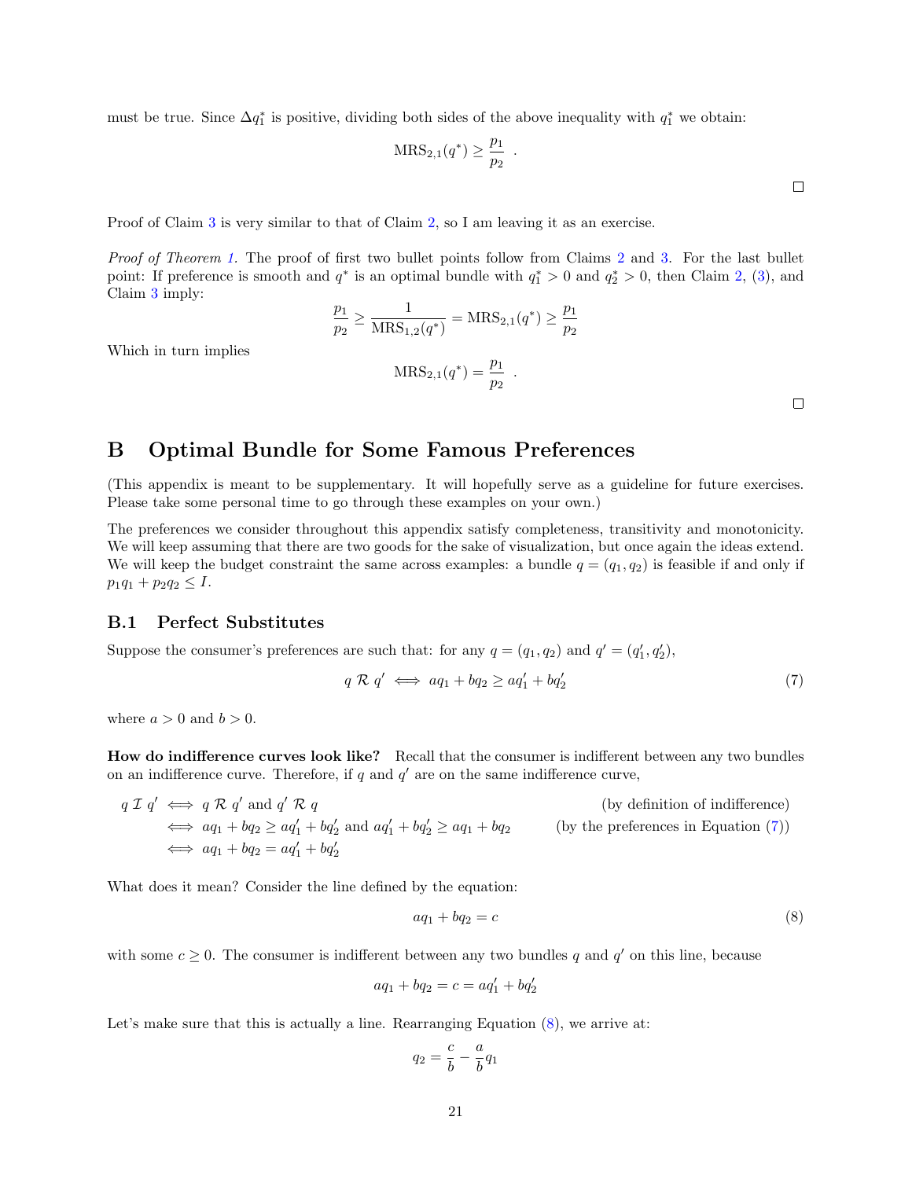must be true. Since $\Delta q_1^*$ is positive, dividing both sides of the above inequality with $q_1^*$ we obtain:

$$\text{MRS}_{2,1}(q^*) \geq \frac{p_1}{p_2} \ .$$

□

Proof of Claim 3 is very similar to that of Claim 2, so I am leaving it as an exercise.

*Proof of Theorem 1.* The proof of first two bullet points follow from Claims 2 and 3. For the last bullet point: If preference is smooth and $q^*$ is an optimal bundle with $q_1^* > 0$ and $q_2^* > 0$, then Claim 2, (3), and Claim 3 imply:

$$\frac{p_1}{p_2} \geq \frac{1}{\text{MRS}_{1,2}(q^*)} = \text{MRS}_{2,1}(q^*) \geq \frac{p_1}{p_2}$$

Which in turn implies

$$\text{MRS}_{2,1}(q^*) = \frac{p_1}{p_2} \ .$$

□

# B Optimal Bundle for Some Famous Preferences

(This appendix is meant to be supplementary. It will hopefully serve as a guideline for future exercises. Please take some personal time to go through these examples on your own.)

The preferences we consider throughout this appendix satisfy completeness, transitivity and monotonicity. We will keep assuming that there are two goods for the sake of visualization, but once again the ideas extend. We will keep the budget constraint the same across examples: a bundle $q = (q_1, q_2)$ is feasible if and only if $p_1 q_1 + p_2 q_2 \leq I$.

## B.1 Perfect Substitutes

Suppose the consumer's preferences are such that: for any $q = (q_1, q_2)$ and $q' = (q_1', q_2')$,

$$q \ \mathcal{R} \ q' \iff aq_1 + bq_2 \geq aq_1' + bq_2' \tag{7}$$

where $a > 0$ and $b > 0$.

**How do indifference curves look like?** Recall that the consumer is indifferent between any two bundles on an indifference curve. Therefore, if $q$ and $q'$ are on the same indifference curve,

$$\begin{aligned}
q \ \mathcal{I} \ q' &\iff q \ \mathcal{R} \ q' \text{ and } q' \ \mathcal{R} \ q && \text{(by definition of indifference)} \\
&\iff aq_1 + bq_2 \geq aq_1' + bq_2' \text{ and } aq_1' + bq_2' \geq aq_1 + bq_2 && \text{(by the preferences in Equation (7))} \\
&\iff aq_1 + bq_2 = aq_1' + bq_2'
\end{aligned}$$

What does it mean? Consider the line defined by the equation:

$$aq_1 + bq_2 = c \tag{8}$$

with some $c \geq 0$. The consumer is indifferent between any two bundles $q$ and $q'$ on this line, because

$$aq_1 + bq_2 = c = aq_1' + bq_2'$$

Let's make sure that this is actually a line. Rearranging Equation (8), we arrive at:

$$q_2 = \frac{c}{b} - \frac{a}{b} q_1$$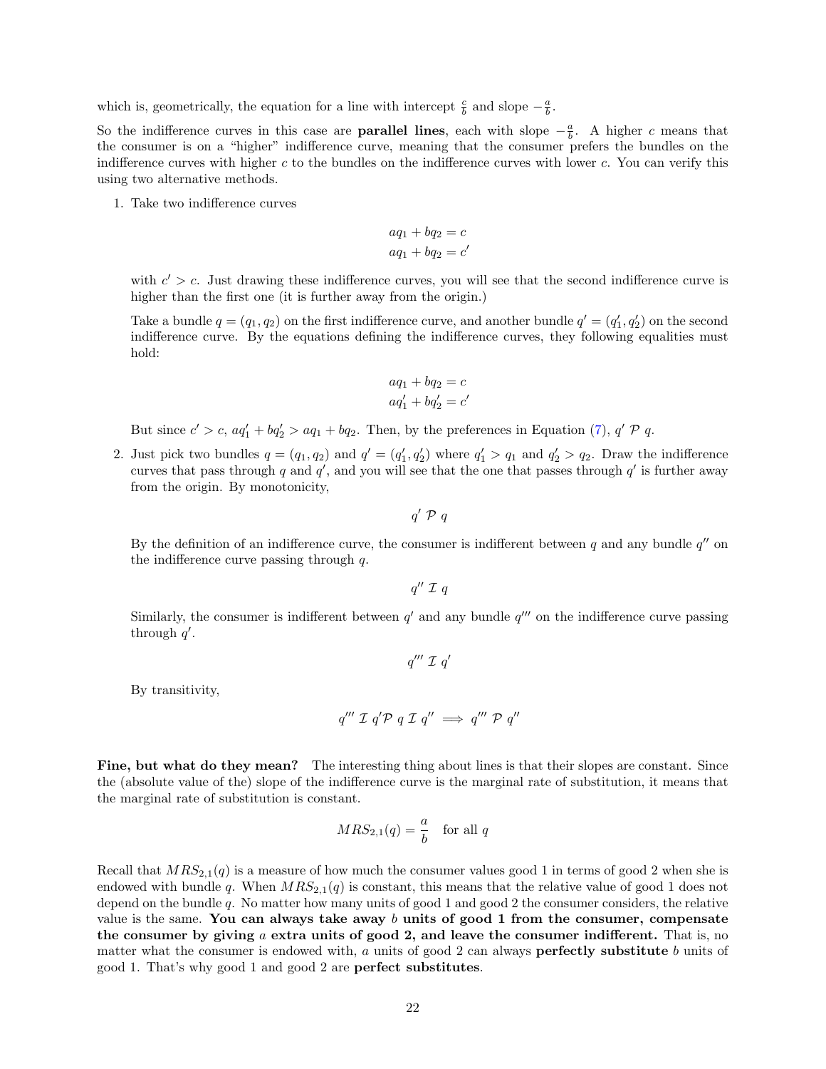which is, geometrically, the equation for a line with intercept $\frac{c}{b}$ and slope $-\frac{a}{b}$.

So the indifference curves in this case are **parallel lines**, each with slope $-\frac{a}{b}$. A higher $c$ means that the consumer is on a "higher" indifference curve, meaning that the consumer prefers the bundles on the indifference curves with higher $c$ to the bundles on the indifference curves with lower $c$. You can verify this using two alternative methods.

1. Take two indifference curves

$$aq_1 + bq_2 = c$$
$$aq_1 + bq_2 = c'$$

   with $c' > c$. Just drawing these indifference curves, you will see that the second indifference curve is higher than the first one (it is further away from the origin.)

   Take a bundle $q = (q_1, q_2)$ on the first indifference curve, and another bundle $q' = (q_1', q_2')$ on the second indifference curve. By the equations defining the indifference curves, they following equalities must hold:

$$aq_1 + bq_2 = c$$
$$aq_1' + bq_2' = c'$$

   But since $c' > c$, $aq_1' + bq_2' > aq_1 + bq_2$. Then, by the preferences in Equation (7), $q' \mathcal{P} q$.

2. Just pick two bundles $q = (q_1, q_2)$ and $q' = (q_1', q_2')$ where $q_1' > q_1$ and $q_2' > q_2$. Draw the indifference curves that pass through $q$ and $q'$, and you will see that the one that passes through $q'$ is further away from the origin. By monotonicity,

$$q' \mathcal{P} q$$

   By the definition of an indifference curve, the consumer is indifferent between $q$ and any bundle $q''$ on the indifference curve passing through $q$.

$$q'' \mathcal{I} q$$

   Similarly, the consumer is indifferent between $q'$ and any bundle $q'''$ on the indifference curve passing through $q'$.

$$q''' \mathcal{I} q'$$

   By transitivity,

$$q''' \mathcal{I} q' \mathcal{P} q \mathcal{I} q'' \implies q''' \mathcal{P} q''$$

**Fine, but what do they mean?** The interesting thing about lines is that their slopes are constant. Since the (absolute value of the) slope of the indifference curve is the marginal rate of substitution, it means that the marginal rate of substitution is constant.

$$MRS_{2,1}(q) = \frac{a}{b} \quad \text{for all } q$$

Recall that $MRS_{2,1}(q)$ is a measure of how much the consumer values good 1 in terms of good 2 when she is endowed with bundle $q$. When $MRS_{2,1}(q)$ is constant, this means that the relative value of good 1 does not depend on the bundle $q$. No matter how many units of good 1 and good 2 the consumer considers, the relative value is the same. **You can always take away $b$ units of good 1 from the consumer, compensate the consumer by giving $a$ extra units of good 2, and leave the consumer indifferent.** That is, no matter what the consumer is endowed with, $a$ units of good 2 can always **perfectly substitute** $b$ units of good 1. That's why good 1 and good 2 are **perfect substitutes**.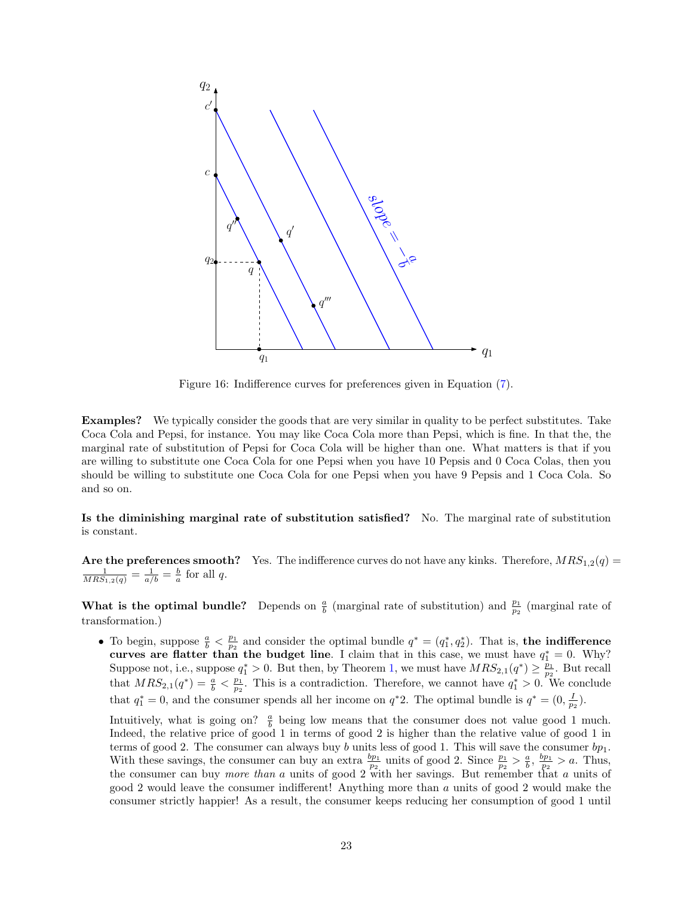Figure 16: Indifference curves for preferences given in Equation (7).

**Examples?** We typically consider the goods that are very similar in quality to be perfect substitutes. Take Coca Cola and Pepsi, for instance. You may like Coca Cola more than Pepsi, which is fine. In that the, the marginal rate of substitution of Pepsi for Coca Cola will be higher than one. What matters is that if you are willing to substitute one Coca Cola for one Pepsi when you have 10 Pepsis and 0 Coca Colas, then you should be willing to substitute one Coca Cola for one Pepsi when you have 9 Pepsis and 1 Coca Cola. So and so on.

**Is the diminishing marginal rate of substitution satisfied?** No. The marginal rate of substitution is constant.

**Are the preferences smooth?** Yes. The indifference curves do not have any kinks. Therefore, $MRS_{1,2}(q) = \frac{1}{MRS_{1,2}(q)} = \frac{1}{a/b} = \frac{b}{a}$ for all $q$.

**What is the optimal bundle?** Depends on $\frac{a}{b}$ (marginal rate of substitution) and $\frac{p_1}{p_2}$ (marginal rate of transformation.)

- To begin, suppose $\frac{a}{b} < \frac{p_1}{p_2}$ and consider the optimal bundle $q^* = (q_1^*, q_2^*)$. That is, **the indifference curves are flatter than the budget line**. I claim that in this case, we must have $q_1^* = 0$. Why? Suppose not, i.e., suppose $q_1^* > 0$. But then, by Theorem 1, we must have $MRS_{2,1}(q^*) \geq \frac{p_1}{p_2}$. But recall that $MRS_{2,1}(q^*) = \frac{a}{b} < \frac{p_1}{p_2}$. This is a contradiction. Therefore, we cannot have $q_1^* > 0$. We conclude that $q_1^* = 0$, and the consumer spends all her income on $q^*2$. The optimal bundle is $q^* = (0, \frac{I}{p_2})$.

  Intuitively, what is going on? $\frac{a}{b}$ being low means that the consumer does not value good 1 much. Indeed, the relative price of good 1 in terms of good 2 is higher than the relative value of good 1 in terms of good 2. The consumer can always buy $b$ units less of good 1. This will save the consumer $bp_1$. With these savings, the consumer can buy an extra $\frac{bp_1}{p_2}$ units of good 2. Since $\frac{p_1}{p_2} > \frac{a}{b}$, $\frac{bp_1}{p_2} > a$. Thus, the consumer can buy *more than* $a$ units of good 2 with her savings. But remember that $a$ units of good 2 would leave the consumer indifferent! Anything more than $a$ units of good 2 would make the consumer strictly happier! As a result, the consumer keeps reducing her consumption of good 1 until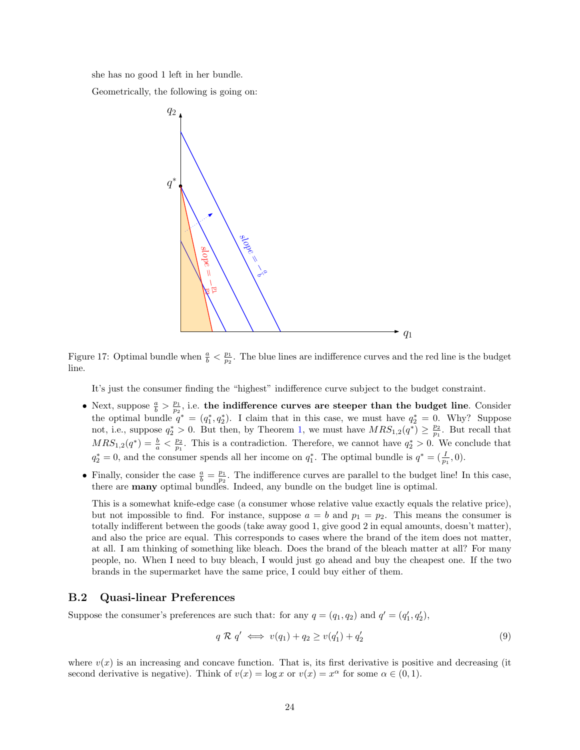she has no good 1 left in her bundle.

Geometrically, the following is going on:

Figure 17: Optimal bundle when $\frac{a}{b} < \frac{p_1}{p_2}$. The blue lines are indifference curves and the red line is the budget line.

It's just the consumer finding the "highest" indifference curve subject to the budget constraint.

- Next, suppose $\frac{a}{b} > \frac{p_1}{p_2}$, i.e. **the indifference curves are steeper than the budget line**. Consider the optimal bundle $q^* = (q_1^*, q_2^*)$. I claim that in this case, we must have $q_2^* = 0$. Why? Suppose not, i.e., suppose $q_2^* > 0$. But then, by Theorem 1, we must have $MRS_{1,2}(q^*) \geq \frac{p_2}{p_1}$. But recall that $MRS_{1,2}(q^*) = \frac{b}{a} < \frac{p_2}{p_1}$. This is a contradiction. Therefore, we cannot have $q_2^* > 0$. We conclude that $q_2^* = 0$, and the consumer spends all her income on $q_1^*$. The optimal bundle is $q^* = (\frac{I}{p_1}, 0)$.

- Finally, consider the case $\frac{a}{b} = \frac{p_1}{p_2}$. The indifference curves are parallel to the budget line! In this case, there are **many** optimal bundles. Indeed, any bundle on the budget line is optimal.

  This is a somewhat knife-edge case (a consumer whose relative value exactly equals the relative price), but not impossible to find. For instance, suppose $a = b$ and $p_1 = p_2$. This means the consumer is totally indifferent between the goods (take away good 1, give good 2 in equal amounts, doesn't matter), and also the price are equal. This corresponds to cases where the brand of the item does not matter, at all. I am thinking of something like bleach. Does the brand of the bleach matter at all? For many people, no. When I need to buy bleach, I would just go ahead and buy the cheapest one. If the two brands in the supermarket have the same price, I could buy either of them.

### B.2 Quasi-linear Preferences

Suppose the consumer's preferences are such that: for any $q = (q_1, q_2)$ and $q' = (q_1', q_2')$,

$$q \mathcal{R} q' \iff v(q_1) + q_2 \geq v(q_1') + q_2' \tag{9}$$

where $v(x)$ is an increasing and concave function. That is, its first derivative is positive and decreasing (it second derivative is negative). Think of $v(x) = \log x$ or $v(x) = x^\alpha$ for some $\alpha \in (0, 1)$.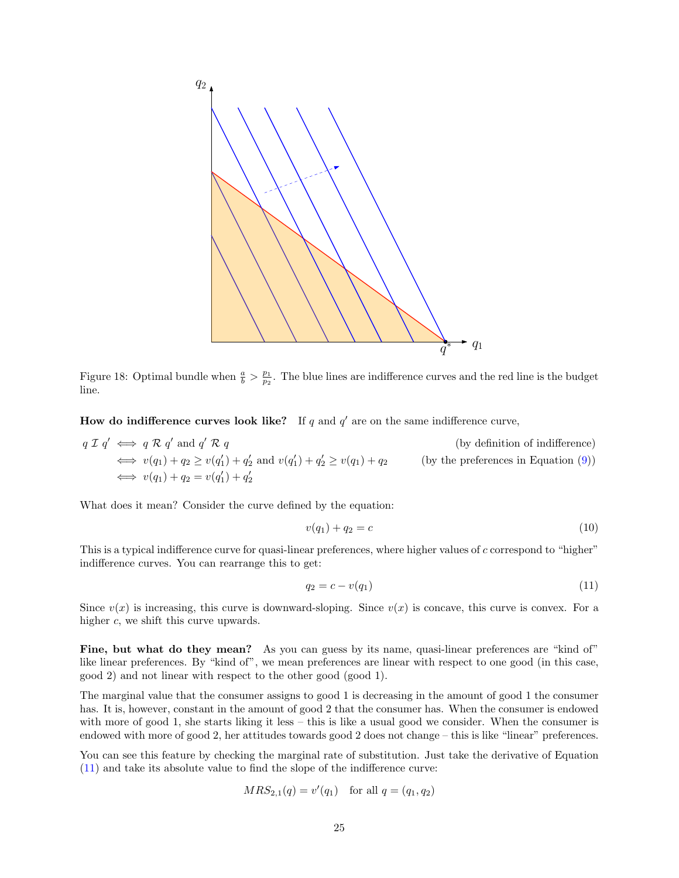Figure 18: Optimal bundle when $\frac{a}{b} > \frac{p_1}{p_2}$. The blue lines are indifference curves and the red line is the budget line.

**How do indifference curves look like?** If $q$ and $q'$ are on the same indifference curve,

$$
\begin{aligned}
q \, \mathcal{I} \, q' &\iff q \, \mathcal{R} \, q' \text{ and } q' \, \mathcal{R} \, q && \text{(by definition of indifference)} \\
&\iff v(q_1) + q_2 \geq v(q_1') + q_2' \text{ and } v(q_1') + q_2' \geq v(q_1) + q_2 && \text{(by the preferences in Equation (9))} \\
&\iff v(q_1) + q_2 = v(q_1') + q_2'
\end{aligned}
$$

What does it mean? Consider the curve defined by the equation:

$$v(q_1) + q_2 = c \tag{10}$$

This is a typical indifference curve for quasi-linear preferences, where higher values of $c$ correspond to "higher" indifference curves. You can rearrange this to get:

$$q_2 = c - v(q_1) \tag{11}$$

Since $v(x)$ is increasing, this curve is downward-sloping. Since $v(x)$ is concave, this curve is convex. For a higher $c$, we shift this curve upwards.

**Fine, but what do they mean?** As you can guess by its name, quasi-linear preferences are "kind of" like linear preferences. By "kind of", we mean preferences are linear with respect to one good (in this case, good 2) and not linear with respect to the other good (good 1).

The marginal value that the consumer assigns to good 1 is decreasing in the amount of good 1 the consumer has. It is, however, constant in the amount of good 2 that the consumer has. When the consumer is endowed with more of good 1, she starts liking it less – this is like a usual good we consider. When the consumer is endowed with more of good 2, her attitudes towards good 2 does not change – this is like "linear" preferences.

You can see this feature by checking the marginal rate of substitution. Just take the derivative of Equation (11) and take its absolute value to find the slope of the indifference curve:

$$MRS_{2,1}(q) = v'(q_1) \quad \text{for all } q = (q_1, q_2)$$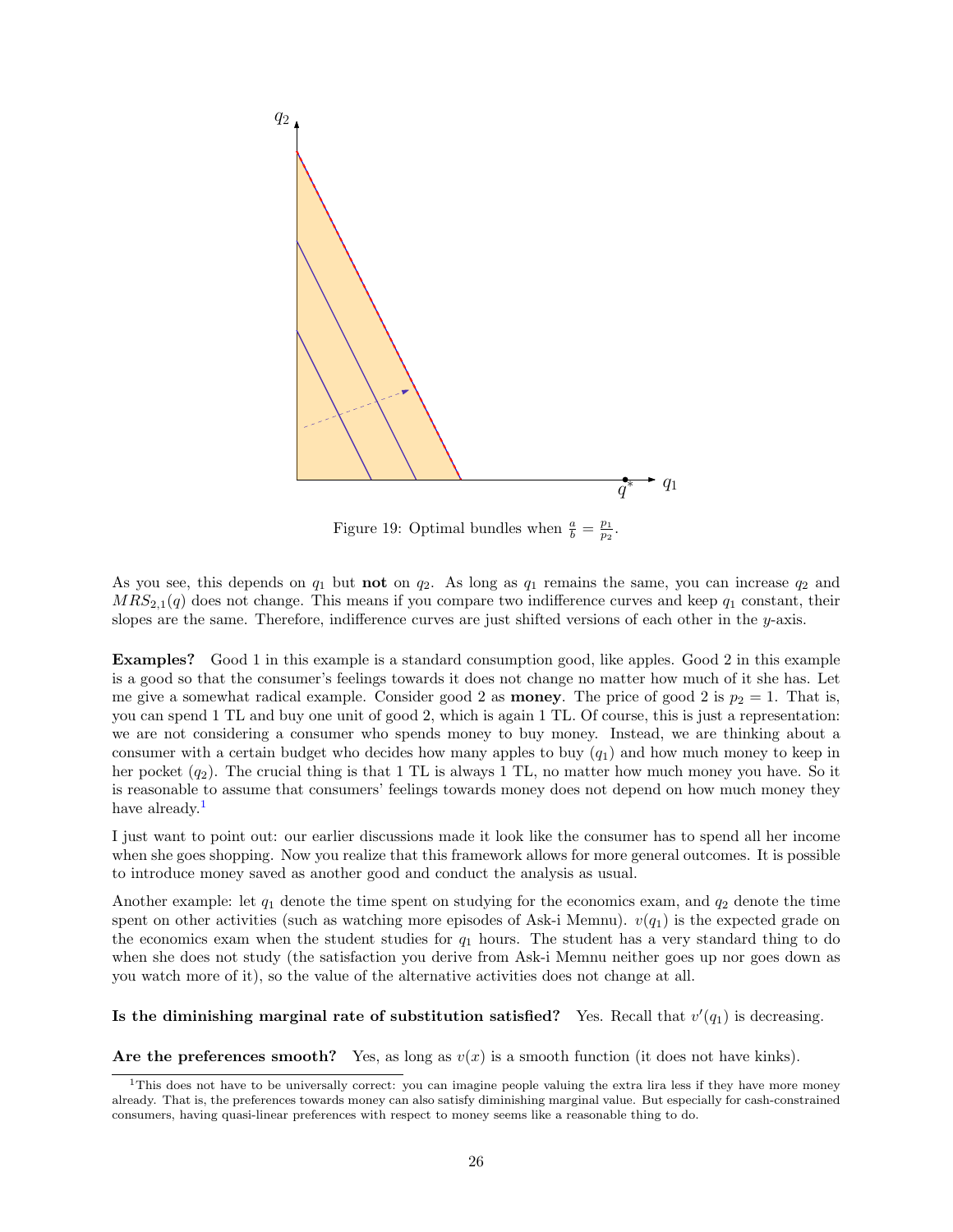Figure 19: Optimal bundles when $\frac{a}{b} = \frac{p_1}{p_2}$.

As you see, this depends on $q_1$ but **not** on $q_2$. As long as $q_1$ remains the same, you can increase $q_2$ and $MRS_{2,1}(q)$ does not change. This means if you compare two indifference curves and keep $q_1$ constant, their slopes are the same. Therefore, indifference curves are just shifted versions of each other in the $y$-axis.

**Examples?** Good 1 in this example is a standard consumption good, like apples. Good 2 in this example is a good so that the consumer's feelings towards it does not change no matter how much of it she has. Let me give a somewhat radical example. Consider good 2 as **money**. The price of good 2 is $p_2 = 1$. That is, you can spend 1 TL and buy one unit of good 2, which is again 1 TL. Of course, this is just a representation: we are not considering a consumer who spends money to buy money. Instead, we are thinking about a consumer with a certain budget who decides how many apples to buy ($q_1$) and how much money to keep in her pocket ($q_2$). The crucial thing is that 1 TL is always 1 TL, no matter how much money you have. So it is reasonable to assume that consumers' feelings towards money does not depend on how much money they have already.[1]

I just want to point out: our earlier discussions made it look like the consumer has to spend all her income when she goes shopping. Now you realize that this framework allows for more general outcomes. It is possible to introduce money saved as another good and conduct the analysis as usual.

Another example: let $q_1$ denote the time spent on studying for the economics exam, and $q_2$ denote the time spent on other activities (such as watching more episodes of Ask-i Memnu). $v(q_1)$ is the expected grade on the economics exam when the student studies for $q_1$ hours. The student has a very standard thing to do when she does not study (the satisfaction you derive from Ask-i Memnu neither goes up nor goes down as you watch more of it), so the value of the alternative activities does not change at all.

**Is the diminishing marginal rate of substitution satisfied?** Yes. Recall that $v'(q_1)$ is decreasing.

**Are the preferences smooth?** Yes, as long as $v(x)$ is a smooth function (it does not have kinks).

[1] This does not have to be universally correct: you can imagine people valuing the extra lira less if they have more money already. That is, the preferences towards money can also satisfy diminishing marginal value. But especially for cash-constrained consumers, having quasi-linear preferences with respect to money seems like a reasonable thing to do.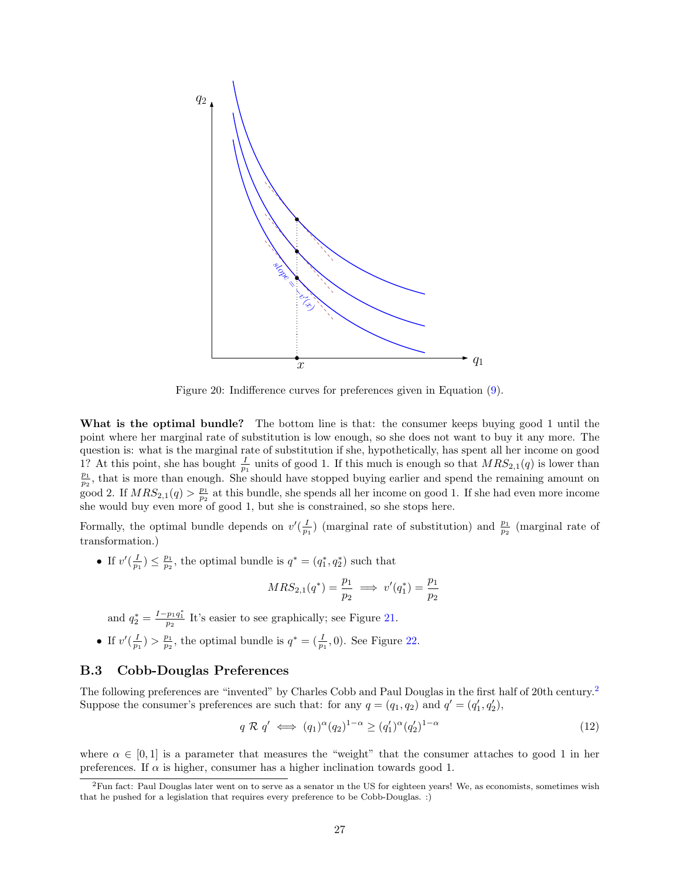Figure 20: Indifference curves for preferences given in Equation (9).

**What is the optimal bundle?** The bottom line is that: the consumer keeps buying good 1 until the point where her marginal rate of substitution is low enough, so she does not want to buy it any more. The question is: what is the marginal rate of substitution if she, hypothetically, has spent all her income on good 1? At this point, she has bought $\frac{I}{p_1}$ units of good 1. If this much is enough so that $MRS_{2,1}(q)$ is lower than $\frac{p_1}{p_2}$, that is more than enough. She should have stopped buying earlier and spend the remaining amount on good 2. If $MRS_{2,1}(q) > \frac{p_1}{p_2}$ at this bundle, she spends all her income on good 1. If she had even more income she would buy even more of good 1, but she is constrained, so she stops here.

Formally, the optimal bundle depends on $v'(\frac{I}{p_1})$ (marginal rate of substitution) and $\frac{p_1}{p_2}$ (marginal rate of transformation.)

- If $v'(\frac{I}{p_1}) \leq \frac{p_1}{p_2}$, the optimal bundle is $q^* = (q_1^*, q_2^*)$ such that

$$MRS_{2,1}(q^*) = \frac{p_1}{p_2} \implies v'(q_1^*) = \frac{p_1}{p_2}$$

  and $q_2^* = \frac{I - p_1 q_1^*}{p_2}$ It's easier to see graphically; see Figure 21.

- If $v'(\frac{I}{p_1}) > \frac{p_1}{p_2}$, the optimal bundle is $q^* = (\frac{I}{p_1}, 0)$. See Figure 22.

### B.3 Cobb-Douglas Preferences

The following preferences are "invented" by Charles Cobb and Paul Douglas in the first half of 20th century.[2] Suppose the consumer's preferences are such that: for any $q = (q_1, q_2)$ and $q' = (q_1', q_2')$,

$$q \mathcal{R} q' \iff (q_1)^{\alpha}(q_2)^{1-\alpha} \geq (q_1')^{\alpha}(q_2')^{1-\alpha} \tag{12}$$

where $\alpha \in [0, 1]$ is a parameter that measures the "weight" that the consumer attaches to good 1 in her preferences. If $\alpha$ is higher, consumer has a higher inclination towards good 1.

[2]Fun fact: Paul Douglas later went on to serve as a senator in the US for eighteen years! We, as economists, sometimes wish that he pushed for a legislation that requires every preference to be Cobb-Douglas. :)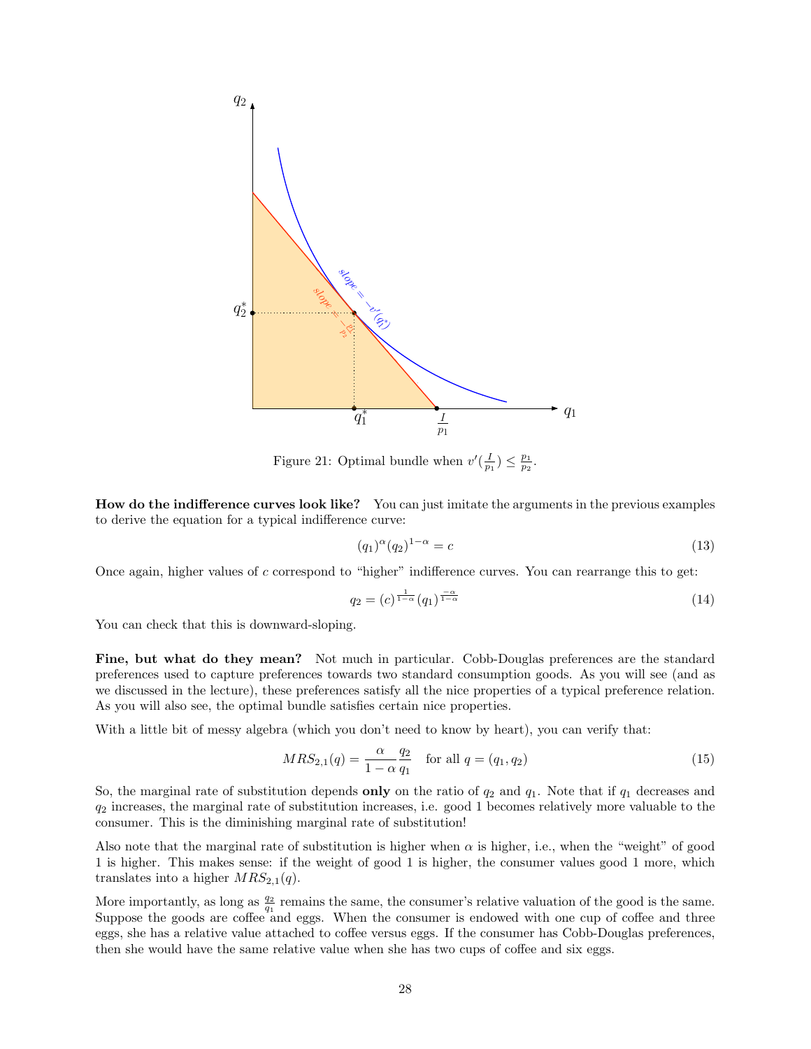Figure 21: Optimal bundle when $v'(\frac{I}{p_1}) \leq \frac{p_1}{p_2}$.

**How do the indifference curves look like?** You can just imitate the arguments in the previous examples to derive the equation for a typical indifference curve:

$$(q_1)^{\alpha}(q_2)^{1-\alpha} = c \tag{13}$$

Once again, higher values of $c$ correspond to "higher" indifference curves. You can rearrange this to get:

$$q_2 = (c)^{\frac{1}{1-\alpha}}(q_1)^{\frac{-\alpha}{1-\alpha}} \tag{14}$$

You can check that this is downward-sloping.

**Fine, but what do they mean?** Not much in particular. Cobb-Douglas preferences are the standard preferences used to capture preferences towards two standard consumption goods. As you will see (and as we discussed in the lecture), these preferences satisfy all the nice properties of a typical preference relation. As you will also see, the optimal bundle satisfies certain nice properties.

With a little bit of messy algebra (which you don't need to know by heart), you can verify that:

$$MRS_{2,1}(q) = \frac{\alpha}{1-\alpha}\frac{q_2}{q_1} \quad \text{for all } q = (q_1, q_2) \tag{15}$$

So, the marginal rate of substitution depends **only** on the ratio of $q_2$ and $q_1$. Note that if $q_1$ decreases and $q_2$ increases, the marginal rate of substitution increases, i.e. good 1 becomes relatively more valuable to the consumer. This is the diminishing marginal rate of substitution!

Also note that the marginal rate of substitution is higher when $\alpha$ is higher, i.e., when the "weight" of good 1 is higher. This makes sense: if the weight of good 1 is higher, the consumer values good 1 more, which translates into a higher $MRS_{2,1}(q)$.

More importantly, as long as $\frac{q_2}{q_1}$ remains the same, the consumer's relative valuation of the good is the same. Suppose the goods are coffee and eggs. When the consumer is endowed with one cup of coffee and three eggs, she has a relative value attached to coffee versus eggs. If the consumer has Cobb-Douglas preferences, then she would have the same relative value when she has two cups of coffee and six eggs.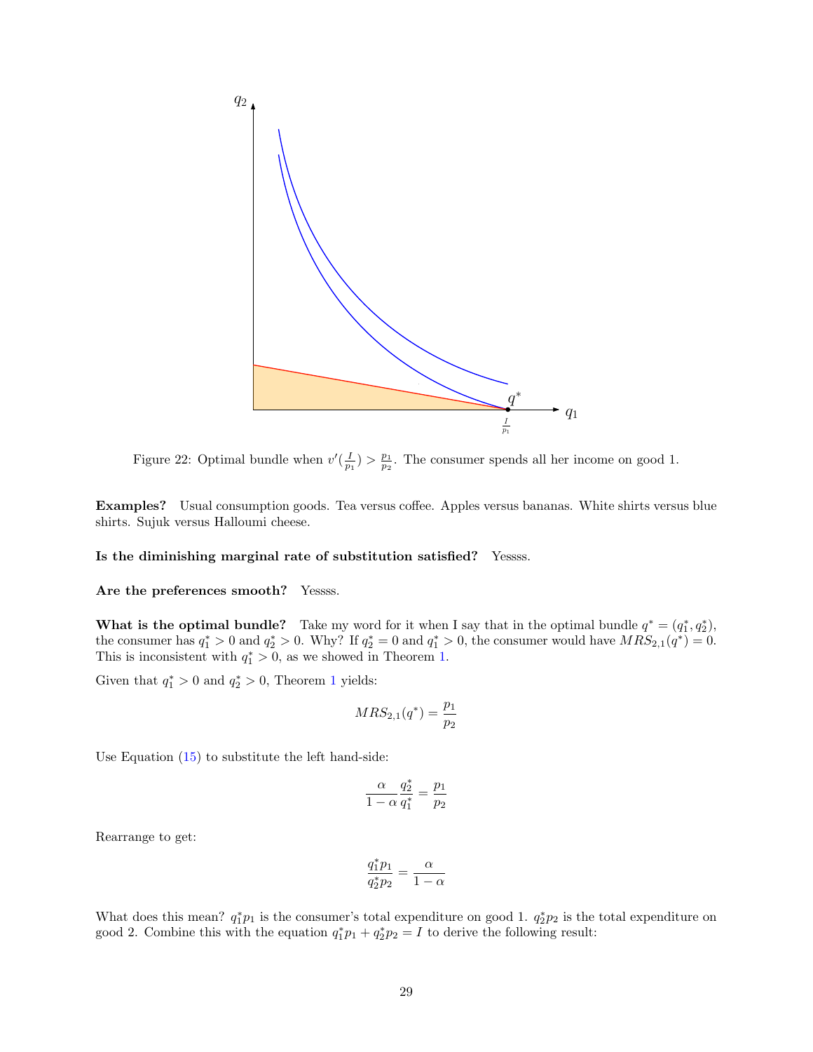Figure 22: Optimal bundle when $v'(\frac{I}{p_1}) > \frac{p_1}{p_2}$. The consumer spends all her income on good 1.

**Examples?** Usual consumption goods. Tea versus coffee. Apples versus bananas. White shirts versus blue shirts. Sujuk versus Halloumi cheese.

**Is the diminishing marginal rate of substitution satisfied?** Yessss.

**Are the preferences smooth?** Yessss.

**What is the optimal bundle?** Take my word for it when I say that in the optimal bundle $q^* = (q_1^*, q_2^*)$, the consumer has $q_1^* > 0$ and $q_2^* > 0$. Why? If $q_2^* = 0$ and $q_1^* > 0$, the consumer would have $MRS_{2,1}(q^*) = 0$. This is inconsistent with $q_1^* > 0$, as we showed in Theorem 1.

Given that $q_1^* > 0$ and $q_2^* > 0$, Theorem 1 yields:

$$MRS_{2,1}(q^*) = \frac{p_1}{p_2}$$

Use Equation (15) to substitute the left hand-side:

$$\frac{\alpha}{1-\alpha}\frac{q_2^*}{q_1^*} = \frac{p_1}{p_2}$$

Rearrange to get:

$$\frac{q_1^* p_1}{q_2^* p_2} = \frac{\alpha}{1-\alpha}$$

What does this mean? $q_1^* p_1$ is the consumer's total expenditure on good 1. $q_2^* p_2$ is the total expenditure on good 2. Combine this with the equation $q_1^* p_1 + q_2^* p_2 = I$ to derive the following result: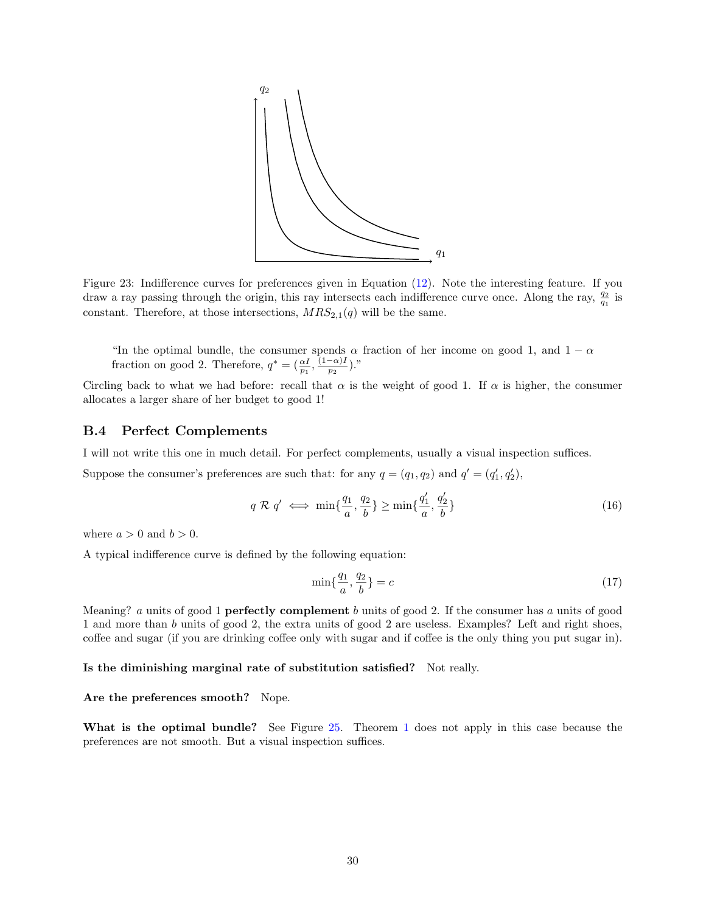Figure 23: Indifference curves for preferences given in Equation (12). Note the interesting feature. If you draw a ray passing through the origin, this ray intersects each indifference curve once. Along the ray, $\frac{q_2}{q_1}$ is constant. Therefore, at those intersections, $MRS_{2,1}(q)$ will be the same.

> "In the optimal bundle, the consumer spends $\alpha$ fraction of her income on good 1, and $1 - \alpha$ fraction on good 2. Therefore, $q^* = (\frac{\alpha I}{p_1}, \frac{(1-\alpha)I}{p_2})$."

Circling back to what we had before: recall that $\alpha$ is the weight of good 1. If $\alpha$ is higher, the consumer allocates a larger share of her budget to good 1!

### B.4 Perfect Complements

I will not write this one in much detail. For perfect complements, usually a visual inspection suffices.

Suppose the consumer's preferences are such that: for any $q = (q_1, q_2)$ and $q' = (q'_1, q'_2)$,

$$q \; \mathcal{R} \; q' \iff \min\{\frac{q_1}{a}, \frac{q_2}{b}\} \geq \min\{\frac{q'_1}{a}, \frac{q'_2}{b}\} \tag{16}$$

where $a > 0$ and $b > 0$.

A typical indifference curve is defined by the following equation:

$$\min\{\frac{q_1}{a}, \frac{q_2}{b}\} = c \tag{17}$$

Meaning? $a$ units of good 1 **perfectly complement** $b$ units of good 2. If the consumer has $a$ units of good 1 and more than $b$ units of good 2, the extra units of good 2 are useless. Examples? Left and right shoes, coffee and sugar (if you are drinking coffee only with sugar and if coffee is the only thing you put sugar in).

**Is the diminishing marginal rate of substitution satisfied?** Not really.

**Are the preferences smooth?** Nope.

**What is the optimal bundle?** See Figure 25. Theorem 1 does not apply in this case because the preferences are not smooth. But a visual inspection suffices.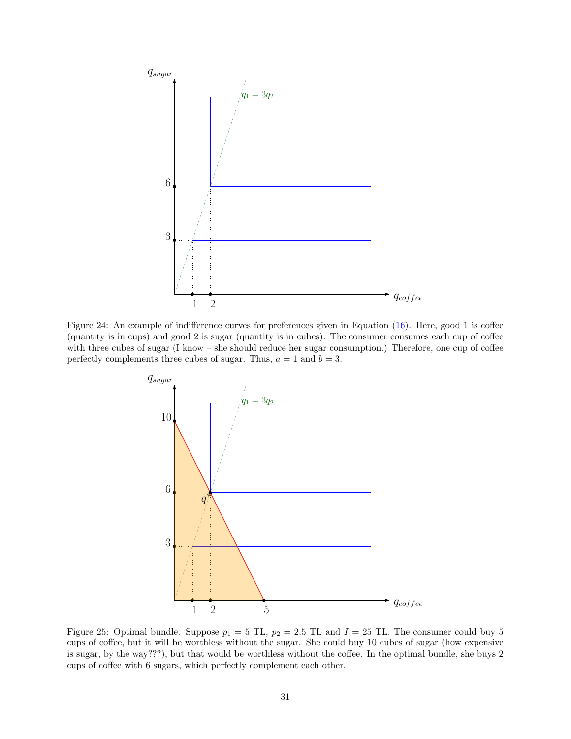$q_{sugar}$

$q_1 = 3q_2$

6

3

1 2

$q_{coffee}$

Figure 24: An example of indifference curves for preferences given in Equation (16). Here, good 1 is coffee (quantity is in cups) and good 2 is sugar (quantity is in cubes). The consumer consumes each cup of coffee with three cubes of sugar (I know – she should reduce her sugar consumption.) Therefore, one cup of coffee perfectly complements three cubes of sugar. Thus, $a = 1$ and $b = 3$.

$q_{sugar}$

$q_1 = 3q_2$

10

6

$q^*$

3

1 2 5

$q_{coffee}$

Figure 25: Optimal bundle. Suppose $p_1 = 5$ TL, $p_2 = 2.5$ TL and $I = 25$ TL. The consumer could buy 5 cups of coffee, but it will be worthless without the sugar. She could buy 10 cubes of sugar (how expensive is sugar, by the way???), but that would be worthless without the coffee. In the optimal bundle, she buys 2 cups of coffee with 6 sugars, which perfectly complement each other.